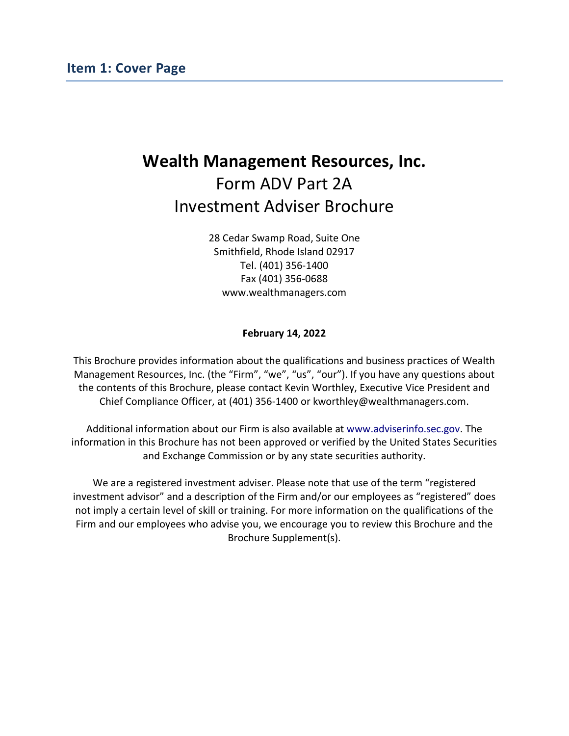## Item 1: Cover Page

# Wealth Management Resources, Inc.

Form ADV Part 2A

Investment Adviser Brochure

28 Cedar Swamp Road, Suite One
Smithfield, Rhode Island 02917
Tel. (401) 356-1400
Fax (401) 356-0688
www.wealthmanagers.com

**February 14, 2022**

This Brochure provides information about the qualifications and business practices of Wealth Management Resources, Inc. (the "Firm", "we", "us", "our"). If you have any questions about the contents of this Brochure, please contact Kevin Worthley, Executive Vice President and Chief Compliance Officer, at (401) 356-1400 or kworthley@wealthmanagers.com.

Additional information about our Firm is also available at www.adviserinfo.sec.gov. The information in this Brochure has not been approved or verified by the United States Securities and Exchange Commission or by any state securities authority.

We are a registered investment adviser. Please note that use of the term "registered investment advisor" and a description of the Firm and/or our employees as "registered" does not imply a certain level of skill or training. For more information on the qualifications of the Firm and our employees who advise you, we encourage you to review this Brochure and the Brochure Supplement(s).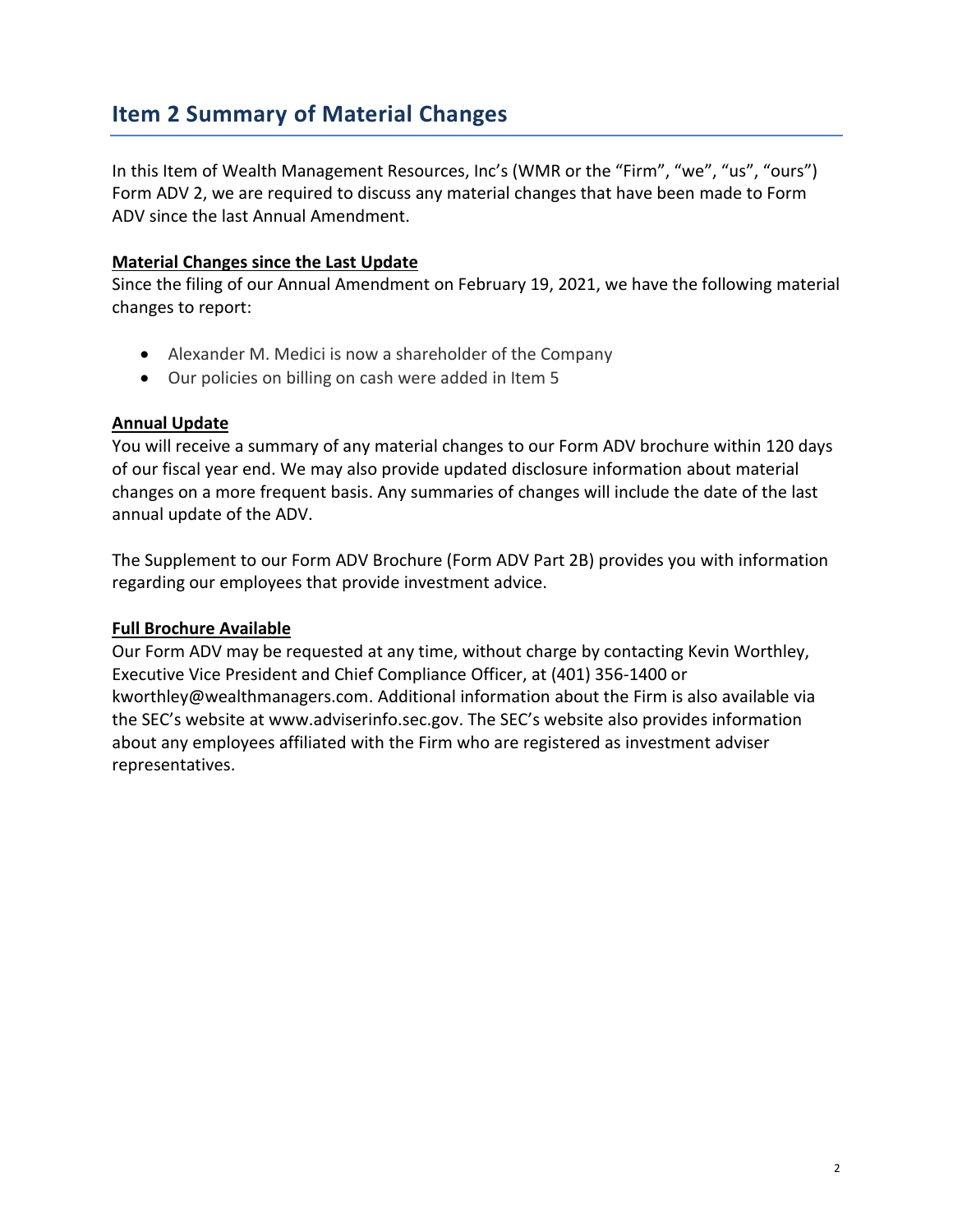## Item 2 Summary of Material Changes

In this Item of Wealth Management Resources, Inc's (WMR or the "Firm", "we", "us", "ours") Form ADV 2, we are required to discuss any material changes that have been made to Form ADV since the last Annual Amendment.

**Material Changes since the Last Update**

Since the filing of our Annual Amendment on February 19, 2021, we have the following material changes to report:

- Alexander M. Medici is now a shareholder of the Company
- Our policies on billing on cash were added in Item 5

**Annual Update**

You will receive a summary of any material changes to our Form ADV brochure within 120 days of our fiscal year end. We may also provide updated disclosure information about material changes on a more frequent basis. Any summaries of changes will include the date of the last annual update of the ADV.

The Supplement to our Form ADV Brochure (Form ADV Part 2B) provides you with information regarding our employees that provide investment advice.

**Full Brochure Available**

Our Form ADV may be requested at any time, without charge by contacting Kevin Worthley, Executive Vice President and Chief Compliance Officer, at (401) 356-1400 or kworthley@wealthmanagers.com. Additional information about the Firm is also available via the SEC's website at www.adviserinfo.sec.gov. The SEC's website also provides information about any employees affiliated with the Firm who are registered as investment adviser representatives.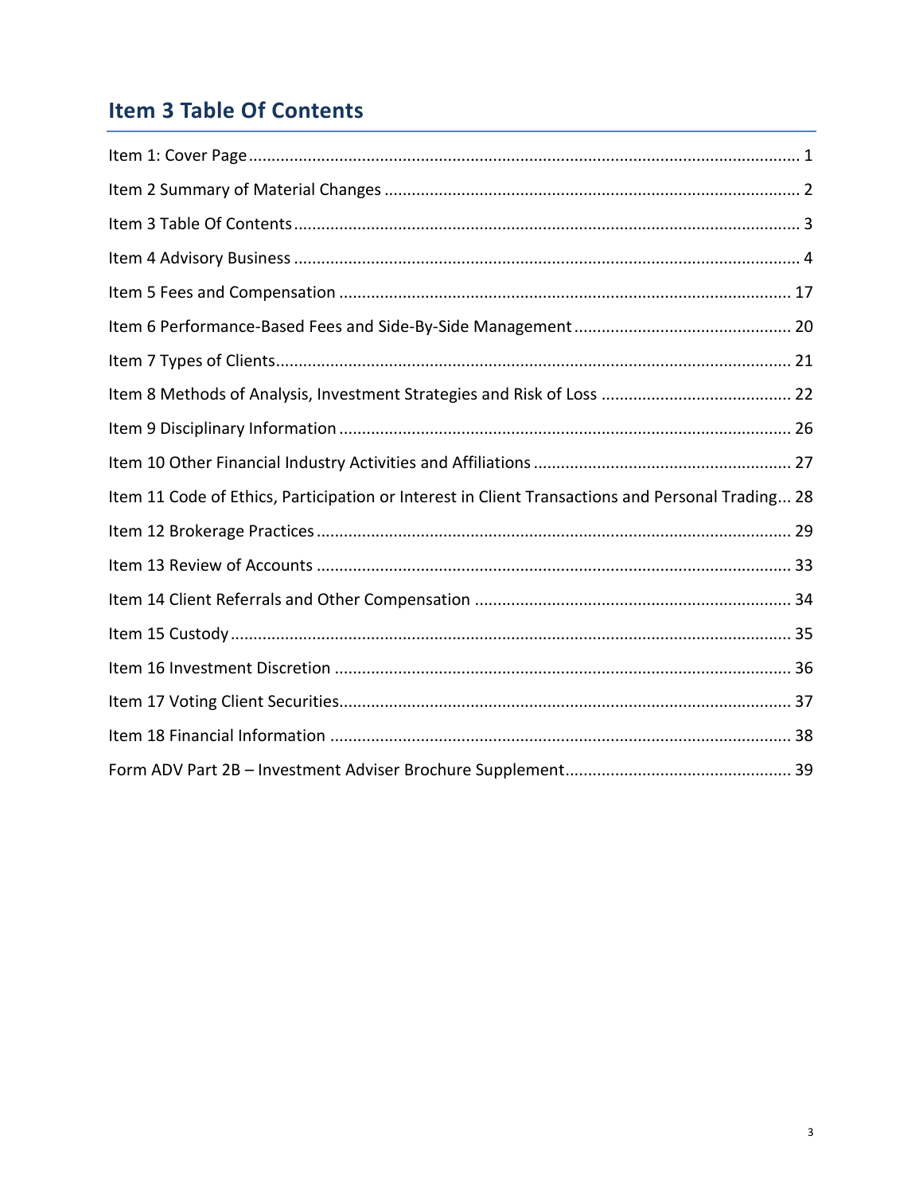## Item 3 Table Of Contents

Item 1: Cover Page ........................................................................................................................ 1

Item 2 Summary of Material Changes ........................................................................................... 2

Item 3 Table Of Contents .............................................................................................................. 3

Item 4 Advisory Business .............................................................................................................. 4

Item 5 Fees and Compensation .................................................................................................. 17

Item 6 Performance-Based Fees and Side-By-Side Management ............................................... 20

Item 7 Types of Clients ................................................................................................................ 21

Item 8 Methods of Analysis, Investment Strategies and Risk of Loss .......................................... 22

Item 9 Disciplinary Information .................................................................................................. 26

Item 10 Other Financial Industry Activities and Affiliations ........................................................ 27

Item 11 Code of Ethics, Participation or Interest in Client Transactions and Personal Trading... 28

Item 12 Brokerage Practices ....................................................................................................... 29

Item 13 Review of Accounts ....................................................................................................... 33

Item 14 Client Referrals and Other Compensation ..................................................................... 34

Item 15 Custody ......................................................................................................................... 35

Item 16 Investment Discretion ................................................................................................... 36

Item 17 Voting Client Securities.................................................................................................. 37

Item 18 Financial Information .................................................................................................... 38

Form ADV Part 2B – Investment Adviser Brochure Supplement................................................. 39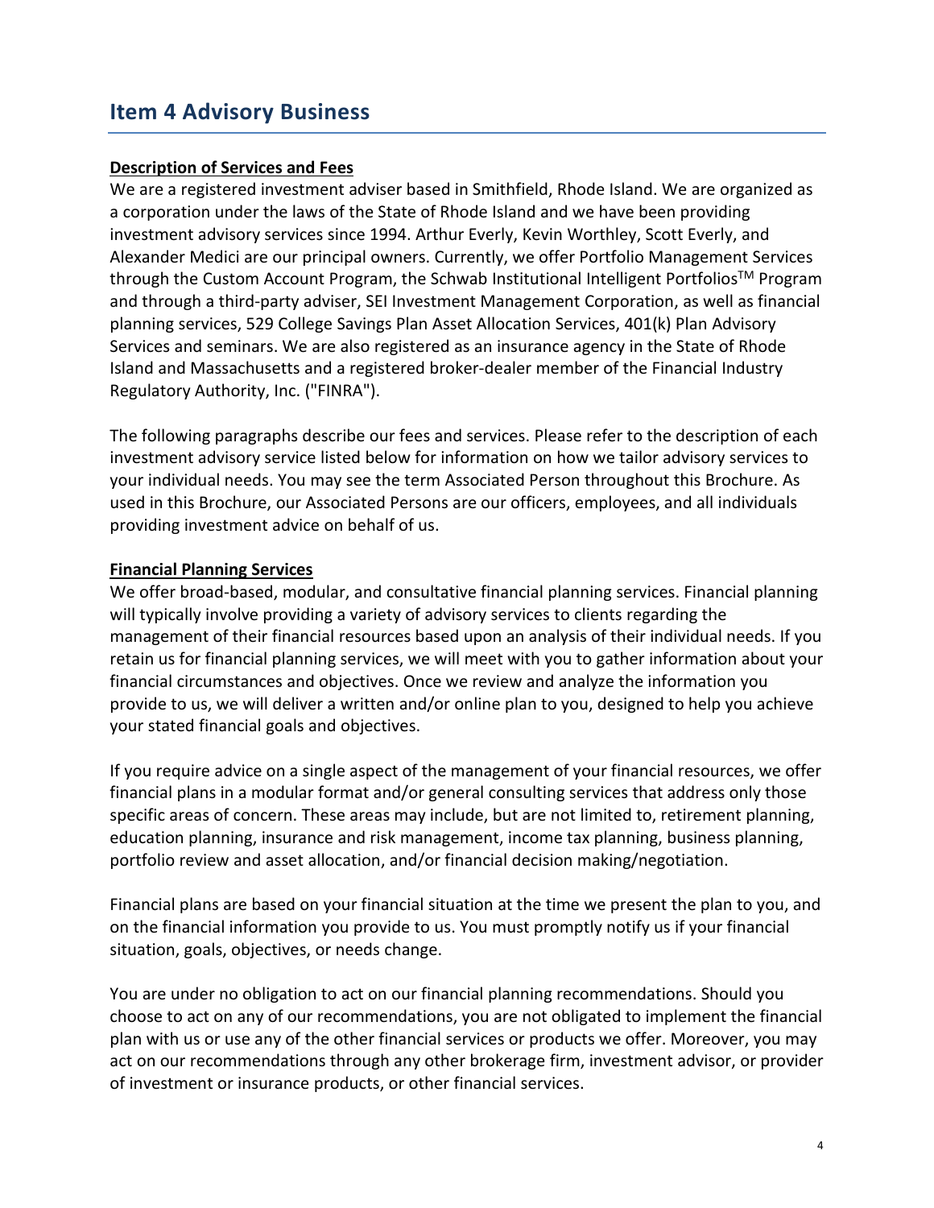## Item 4 Advisory Business

**Description of Services and Fees**

We are a registered investment adviser based in Smithfield, Rhode Island. We are organized as a corporation under the laws of the State of Rhode Island and we have been providing investment advisory services since 1994. Arthur Everly, Kevin Worthley, Scott Everly, and Alexander Medici are our principal owners. Currently, we offer Portfolio Management Services through the Custom Account Program, the Schwab Institutional Intelligent Portfolios™ Program and through a third-party adviser, SEI Investment Management Corporation, as well as financial planning services, 529 College Savings Plan Asset Allocation Services, 401(k) Plan Advisory Services and seminars. We are also registered as an insurance agency in the State of Rhode Island and Massachusetts and a registered broker-dealer member of the Financial Industry Regulatory Authority, Inc. ("FINRA").

The following paragraphs describe our fees and services. Please refer to the description of each investment advisory service listed below for information on how we tailor advisory services to your individual needs. You may see the term Associated Person throughout this Brochure. As used in this Brochure, our Associated Persons are our officers, employees, and all individuals providing investment advice on behalf of us.

**Financial Planning Services**

We offer broad-based, modular, and consultative financial planning services. Financial planning will typically involve providing a variety of advisory services to clients regarding the management of their financial resources based upon an analysis of their individual needs. If you retain us for financial planning services, we will meet with you to gather information about your financial circumstances and objectives. Once we review and analyze the information you provide to us, we will deliver a written and/or online plan to you, designed to help you achieve your stated financial goals and objectives.

If you require advice on a single aspect of the management of your financial resources, we offer financial plans in a modular format and/or general consulting services that address only those specific areas of concern. These areas may include, but are not limited to, retirement planning, education planning, insurance and risk management, income tax planning, business planning, portfolio review and asset allocation, and/or financial decision making/negotiation.

Financial plans are based on your financial situation at the time we present the plan to you, and on the financial information you provide to us. You must promptly notify us if your financial situation, goals, objectives, or needs change.

You are under no obligation to act on our financial planning recommendations. Should you choose to act on any of our recommendations, you are not obligated to implement the financial plan with us or use any of the other financial services or products we offer. Moreover, you may act on our recommendations through any other brokerage firm, investment advisor, or provider of investment or insurance products, or other financial services.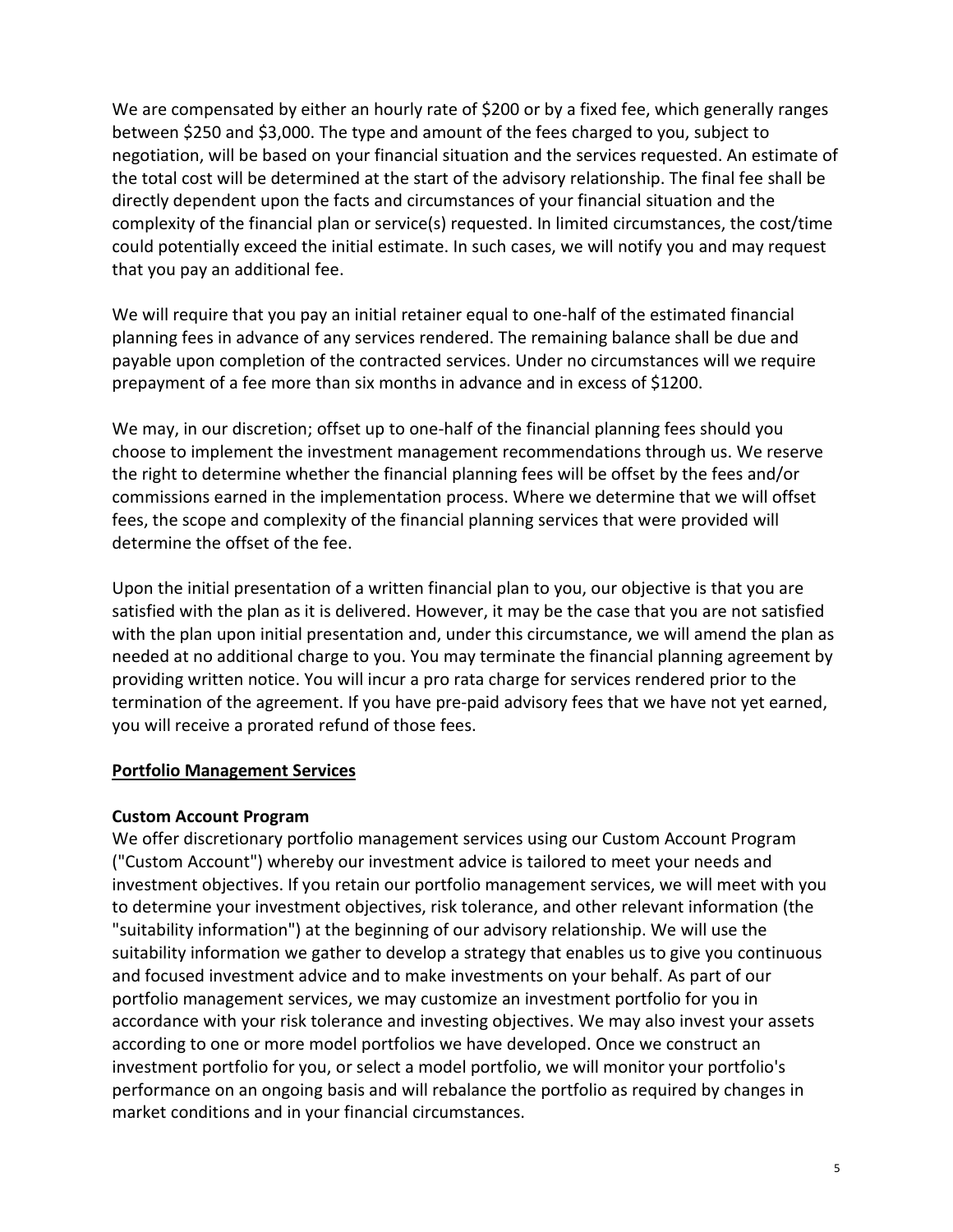We are compensated by either an hourly rate of $200 or by a fixed fee, which generally ranges between $250 and $3,000. The type and amount of the fees charged to you, subject to negotiation, will be based on your financial situation and the services requested. An estimate of the total cost will be determined at the start of the advisory relationship. The final fee shall be directly dependent upon the facts and circumstances of your financial situation and the complexity of the financial plan or service(s) requested. In limited circumstances, the cost/time could potentially exceed the initial estimate. In such cases, we will notify you and may request that you pay an additional fee.

We will require that you pay an initial retainer equal to one-half of the estimated financial planning fees in advance of any services rendered. The remaining balance shall be due and payable upon completion of the contracted services. Under no circumstances will we require prepayment of a fee more than six months in advance and in excess of $1200.

We may, in our discretion; offset up to one-half of the financial planning fees should you choose to implement the investment management recommendations through us. We reserve the right to determine whether the financial planning fees will be offset by the fees and/or commissions earned in the implementation process. Where we determine that we will offset fees, the scope and complexity of the financial planning services that were provided will determine the offset of the fee.

Upon the initial presentation of a written financial plan to you, our objective is that you are satisfied with the plan as it is delivered. However, it may be the case that you are not satisfied with the plan upon initial presentation and, under this circumstance, we will amend the plan as needed at no additional charge to you. You may terminate the financial planning agreement by providing written notice. You will incur a pro rata charge for services rendered prior to the termination of the agreement. If you have pre-paid advisory fees that we have not yet earned, you will receive a prorated refund of those fees.

**Portfolio Management Services**

**Custom Account Program**

We offer discretionary portfolio management services using our Custom Account Program ("Custom Account") whereby our investment advice is tailored to meet your needs and investment objectives. If you retain our portfolio management services, we will meet with you to determine your investment objectives, risk tolerance, and other relevant information (the "suitability information") at the beginning of our advisory relationship. We will use the suitability information we gather to develop a strategy that enables us to give you continuous and focused investment advice and to make investments on your behalf. As part of our portfolio management services, we may customize an investment portfolio for you in accordance with your risk tolerance and investing objectives. We may also invest your assets according to one or more model portfolios we have developed. Once we construct an investment portfolio for you, or select a model portfolio, we will monitor your portfolio's performance on an ongoing basis and will rebalance the portfolio as required by changes in market conditions and in your financial circumstances.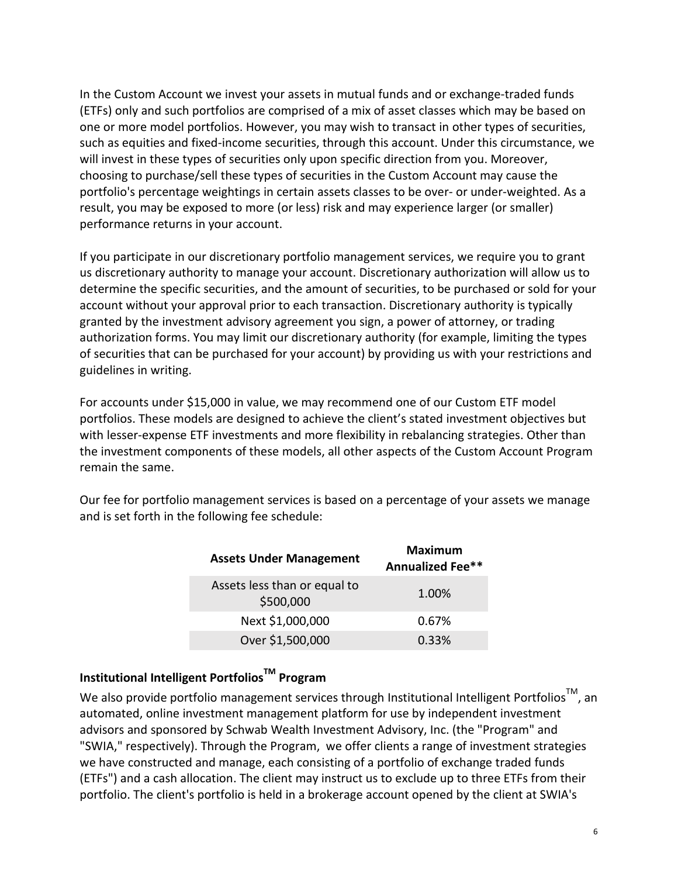In the Custom Account we invest your assets in mutual funds and or exchange-traded funds (ETFs) only and such portfolios are comprised of a mix of asset classes which may be based on one or more model portfolios. However, you may wish to transact in other types of securities, such as equities and fixed-income securities, through this account. Under this circumstance, we will invest in these types of securities only upon specific direction from you. Moreover, choosing to purchase/sell these types of securities in the Custom Account may cause the portfolio's percentage weightings in certain assets classes to be over- or under-weighted. As a result, you may be exposed to more (or less) risk and may experience larger (or smaller) performance returns in your account.

If you participate in our discretionary portfolio management services, we require you to grant us discretionary authority to manage your account. Discretionary authorization will allow us to determine the specific securities, and the amount of securities, to be purchased or sold for your account without your approval prior to each transaction. Discretionary authority is typically granted by the investment advisory agreement you sign, a power of attorney, or trading authorization forms. You may limit our discretionary authority (for example, limiting the types of securities that can be purchased for your account) by providing us with your restrictions and guidelines in writing.

For accounts under $15,000 in value, we may recommend one of our Custom ETF model portfolios. These models are designed to achieve the client's stated investment objectives but with lesser-expense ETF investments and more flexibility in rebalancing strategies. Other than the investment components of these models, all other aspects of the Custom Account Program remain the same.

Our fee for portfolio management services is based on a percentage of your assets we manage and is set forth in the following fee schedule:

| Assets Under Management | Maximum Annualized Fee** |
|---|---|
| Assets less than or equal to $500,000 | 1.00% |
| Next $1,000,000 | 0.67% |
| Over $1,500,000 | 0.33% |

## Institutional Intelligent Portfolios™ Program

We also provide portfolio management services through Institutional Intelligent Portfolios™, an automated, online investment management platform for use by independent investment advisors and sponsored by Schwab Wealth Investment Advisory, Inc. (the "Program" and "SWIA," respectively). Through the Program, we offer clients a range of investment strategies we have constructed and manage, each consisting of a portfolio of exchange traded funds (ETFs") and a cash allocation. The client may instruct us to exclude up to three ETFs from their portfolio. The client's portfolio is held in a brokerage account opened by the client at SWIA's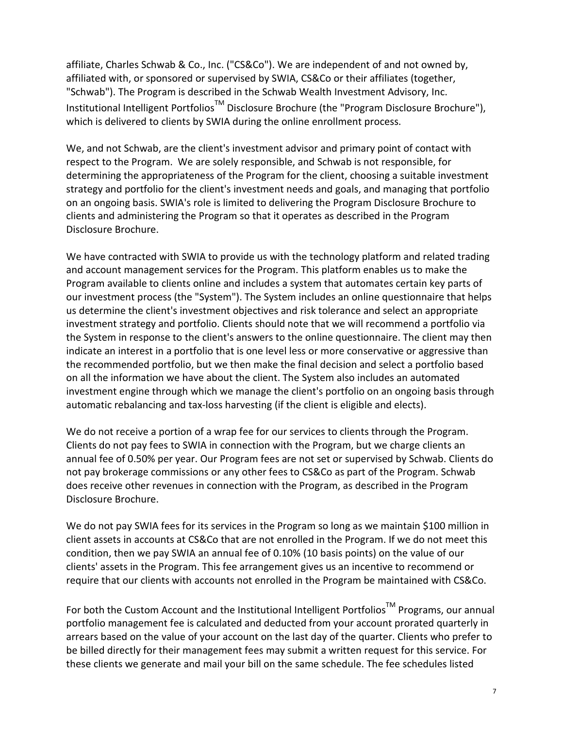affiliate, Charles Schwab & Co., Inc. ("CS&Co"). We are independent of and not owned by, affiliated with, or sponsored or supervised by SWIA, CS&Co or their affiliates (together, "Schwab"). The Program is described in the Schwab Wealth Investment Advisory, Inc. Institutional Intelligent Portfolios™ Disclosure Brochure (the "Program Disclosure Brochure"), which is delivered to clients by SWIA during the online enrollment process.

We, and not Schwab, are the client's investment advisor and primary point of contact with respect to the Program. We are solely responsible, and Schwab is not responsible, for determining the appropriateness of the Program for the client, choosing a suitable investment strategy and portfolio for the client's investment needs and goals, and managing that portfolio on an ongoing basis. SWIA's role is limited to delivering the Program Disclosure Brochure to clients and administering the Program so that it operates as described in the Program Disclosure Brochure.

We have contracted with SWIA to provide us with the technology platform and related trading and account management services for the Program. This platform enables us to make the Program available to clients online and includes a system that automates certain key parts of our investment process (the "System"). The System includes an online questionnaire that helps us determine the client's investment objectives and risk tolerance and select an appropriate investment strategy and portfolio. Clients should note that we will recommend a portfolio via the System in response to the client's answers to the online questionnaire. The client may then indicate an interest in a portfolio that is one level less or more conservative or aggressive than the recommended portfolio, but we then make the final decision and select a portfolio based on all the information we have about the client. The System also includes an automated investment engine through which we manage the client's portfolio on an ongoing basis through automatic rebalancing and tax-loss harvesting (if the client is eligible and elects).

We do not receive a portion of a wrap fee for our services to clients through the Program. Clients do not pay fees to SWIA in connection with the Program, but we charge clients an annual fee of 0.50% per year. Our Program fees are not set or supervised by Schwab. Clients do not pay brokerage commissions or any other fees to CS&Co as part of the Program. Schwab does receive other revenues in connection with the Program, as described in the Program Disclosure Brochure.

We do not pay SWIA fees for its services in the Program so long as we maintain $100 million in client assets in accounts at CS&Co that are not enrolled in the Program. If we do not meet this condition, then we pay SWIA an annual fee of 0.10% (10 basis points) on the value of our clients' assets in the Program. This fee arrangement gives us an incentive to recommend or require that our clients with accounts not enrolled in the Program be maintained with CS&Co.

For both the Custom Account and the Institutional Intelligent Portfolios™ Programs, our annual portfolio management fee is calculated and deducted from your account prorated quarterly in arrears based on the value of your account on the last day of the quarter. Clients who prefer to be billed directly for their management fees may submit a written request for this service. For these clients we generate and mail your bill on the same schedule. The fee schedules listed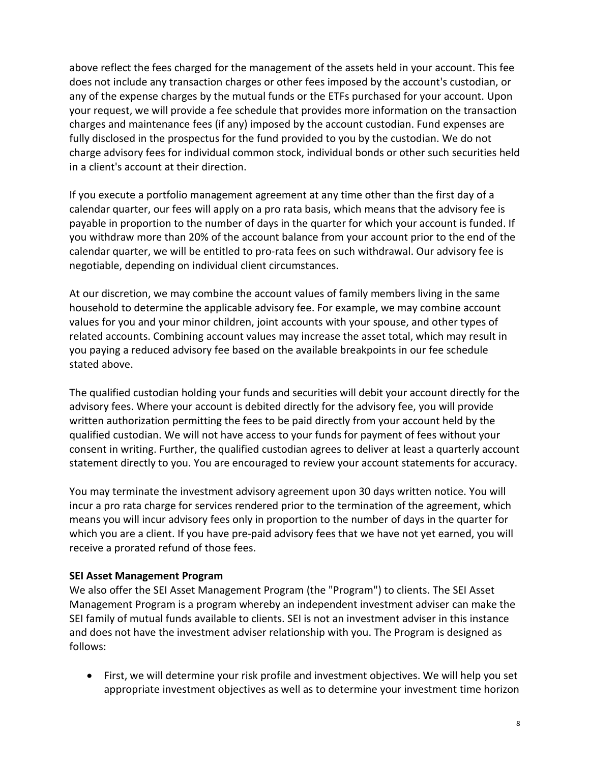above reflect the fees charged for the management of the assets held in your account. This fee does not include any transaction charges or other fees imposed by the account's custodian, or any of the expense charges by the mutual funds or the ETFs purchased for your account. Upon your request, we will provide a fee schedule that provides more information on the transaction charges and maintenance fees (if any) imposed by the account custodian. Fund expenses are fully disclosed in the prospectus for the fund provided to you by the custodian. We do not charge advisory fees for individual common stock, individual bonds or other such securities held in a client's account at their direction.

If you execute a portfolio management agreement at any time other than the first day of a calendar quarter, our fees will apply on a pro rata basis, which means that the advisory fee is payable in proportion to the number of days in the quarter for which your account is funded. If you withdraw more than 20% of the account balance from your account prior to the end of the calendar quarter, we will be entitled to pro-rata fees on such withdrawal. Our advisory fee is negotiable, depending on individual client circumstances.

At our discretion, we may combine the account values of family members living in the same household to determine the applicable advisory fee. For example, we may combine account values for you and your minor children, joint accounts with your spouse, and other types of related accounts. Combining account values may increase the asset total, which may result in you paying a reduced advisory fee based on the available breakpoints in our fee schedule stated above.

The qualified custodian holding your funds and securities will debit your account directly for the advisory fees. Where your account is debited directly for the advisory fee, you will provide written authorization permitting the fees to be paid directly from your account held by the qualified custodian. We will not have access to your funds for payment of fees without your consent in writing. Further, the qualified custodian agrees to deliver at least a quarterly account statement directly to you. You are encouraged to review your account statements for accuracy.

You may terminate the investment advisory agreement upon 30 days written notice. You will incur a pro rata charge for services rendered prior to the termination of the agreement, which means you will incur advisory fees only in proportion to the number of days in the quarter for which you are a client. If you have pre-paid advisory fees that we have not yet earned, you will receive a prorated refund of those fees.

**SEI Asset Management Program**

We also offer the SEI Asset Management Program (the "Program") to clients. The SEI Asset Management Program is a program whereby an independent investment adviser can make the SEI family of mutual funds available to clients. SEI is not an investment adviser in this instance and does not have the investment adviser relationship with you. The Program is designed as follows:

- First, we will determine your risk profile and investment objectives. We will help you set appropriate investment objectives as well as to determine your investment time horizon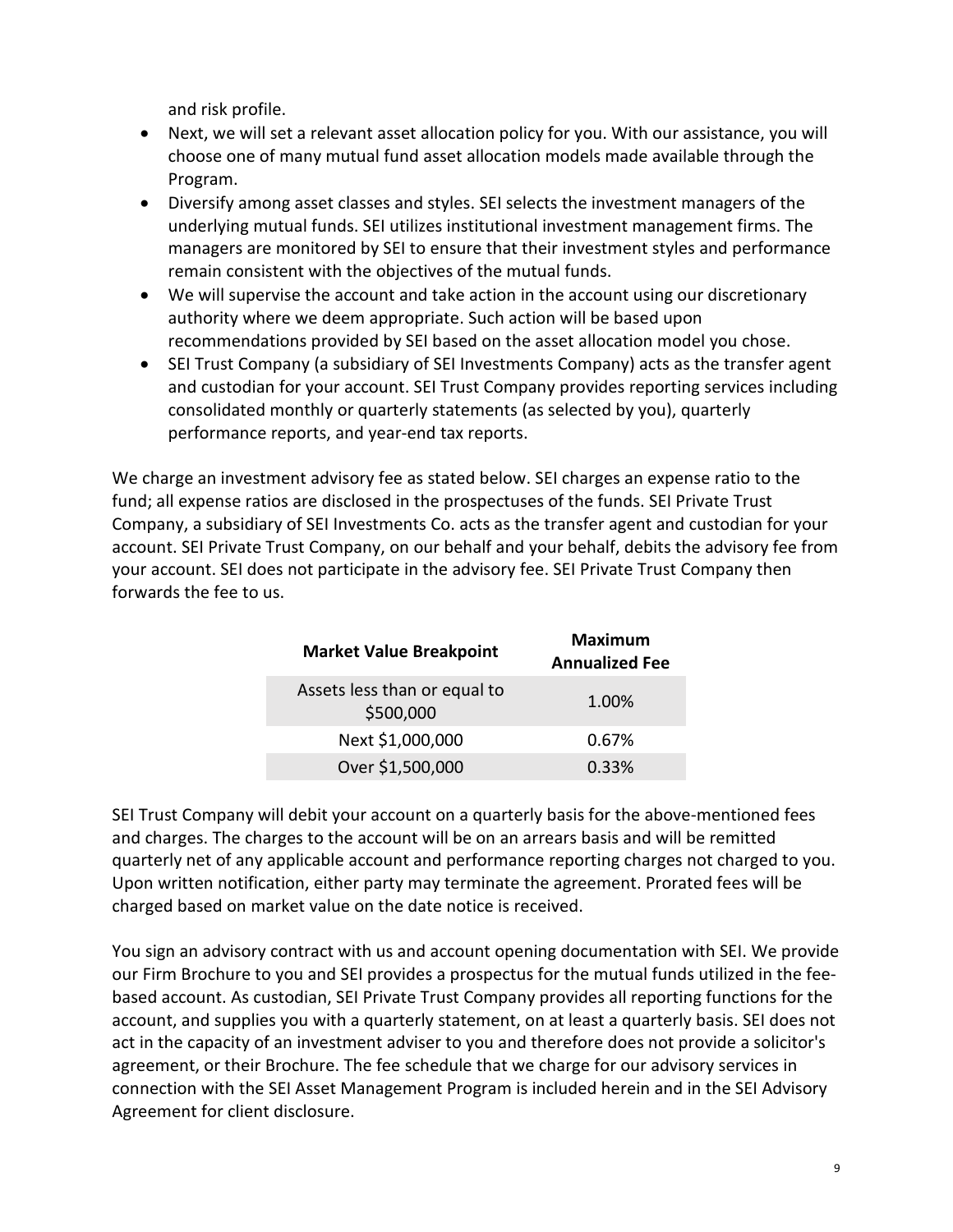and risk profile.

- Next, we will set a relevant asset allocation policy for you. With our assistance, you will choose one of many mutual fund asset allocation models made available through the Program.
- Diversify among asset classes and styles. SEI selects the investment managers of the underlying mutual funds. SEI utilizes institutional investment management firms. The managers are monitored by SEI to ensure that their investment styles and performance remain consistent with the objectives of the mutual funds.
- We will supervise the account and take action in the account using our discretionary authority where we deem appropriate. Such action will be based upon recommendations provided by SEI based on the asset allocation model you chose.
- SEI Trust Company (a subsidiary of SEI Investments Company) acts as the transfer agent and custodian for your account. SEI Trust Company provides reporting services including consolidated monthly or quarterly statements (as selected by you), quarterly performance reports, and year-end tax reports.

We charge an investment advisory fee as stated below. SEI charges an expense ratio to the fund; all expense ratios are disclosed in the prospectuses of the funds. SEI Private Trust Company, a subsidiary of SEI Investments Co. acts as the transfer agent and custodian for your account. SEI Private Trust Company, on our behalf and your behalf, debits the advisory fee from your account. SEI does not participate in the advisory fee. SEI Private Trust Company then forwards the fee to us.

| Market Value Breakpoint | Maximum Annualized Fee |
|---|---|
| Assets less than or equal to $500,000 | 1.00% |
| Next $1,000,000 | 0.67% |
| Over $1,500,000 | 0.33% |

SEI Trust Company will debit your account on a quarterly basis for the above-mentioned fees and charges. The charges to the account will be on an arrears basis and will be remitted quarterly net of any applicable account and performance reporting charges not charged to you. Upon written notification, either party may terminate the agreement. Prorated fees will be charged based on market value on the date notice is received.

You sign an advisory contract with us and account opening documentation with SEI. We provide our Firm Brochure to you and SEI provides a prospectus for the mutual funds utilized in the fee-based account. As custodian, SEI Private Trust Company provides all reporting functions for the account, and supplies you with a quarterly statement, on at least a quarterly basis. SEI does not act in the capacity of an investment adviser to you and therefore does not provide a solicitor's agreement, or their Brochure. The fee schedule that we charge for our advisory services in connection with the SEI Asset Management Program is included herein and in the SEI Advisory Agreement for client disclosure.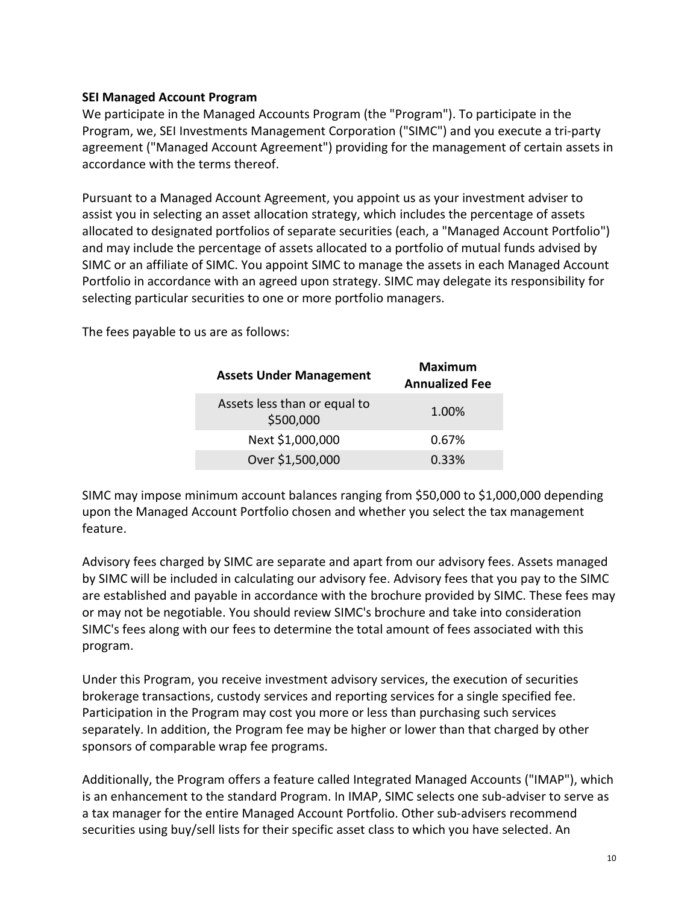**SEI Managed Account Program**

We participate in the Managed Accounts Program (the "Program"). To participate in the Program, we, SEI Investments Management Corporation ("SIMC") and you execute a tri-party agreement ("Managed Account Agreement") providing for the management of certain assets in accordance with the terms thereof.

Pursuant to a Managed Account Agreement, you appoint us as your investment adviser to assist you in selecting an asset allocation strategy, which includes the percentage of assets allocated to designated portfolios of separate securities (each, a "Managed Account Portfolio") and may include the percentage of assets allocated to a portfolio of mutual funds advised by SIMC or an affiliate of SIMC. You appoint SIMC to manage the assets in each Managed Account Portfolio in accordance with an agreed upon strategy. SIMC may delegate its responsibility for selecting particular securities to one or more portfolio managers.

The fees payable to us are as follows:

| Assets Under Management | Maximum Annualized Fee |
|---|---|
| Assets less than or equal to $500,000 | 1.00% |
| Next $1,000,000 | 0.67% |
| Over $1,500,000 | 0.33% |

SIMC may impose minimum account balances ranging from $50,000 to $1,000,000 depending upon the Managed Account Portfolio chosen and whether you select the tax management feature.

Advisory fees charged by SIMC are separate and apart from our advisory fees. Assets managed by SIMC will be included in calculating our advisory fee. Advisory fees that you pay to the SIMC are established and payable in accordance with the brochure provided by SIMC. These fees may or may not be negotiable. You should review SIMC's brochure and take into consideration SIMC's fees along with our fees to determine the total amount of fees associated with this program.

Under this Program, you receive investment advisory services, the execution of securities brokerage transactions, custody services and reporting services for a single specified fee. Participation in the Program may cost you more or less than purchasing such services separately. In addition, the Program fee may be higher or lower than that charged by other sponsors of comparable wrap fee programs.

Additionally, the Program offers a feature called Integrated Managed Accounts ("IMAP"), which is an enhancement to the standard Program. In IMAP, SIMC selects one sub-adviser to serve as a tax manager for the entire Managed Account Portfolio. Other sub-advisers recommend securities using buy/sell lists for their specific asset class to which you have selected. An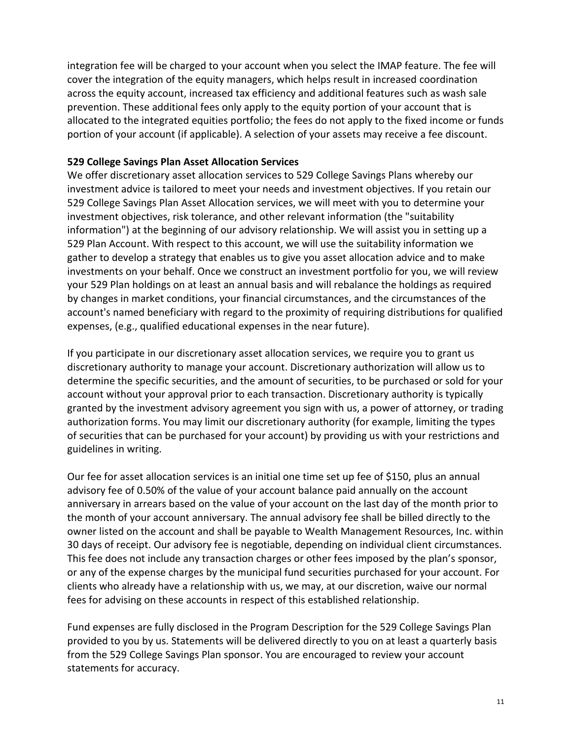integration fee will be charged to your account when you select the IMAP feature. The fee will cover the integration of the equity managers, which helps result in increased coordination across the equity account, increased tax efficiency and additional features such as wash sale prevention. These additional fees only apply to the equity portion of your account that is allocated to the integrated equities portfolio; the fees do not apply to the fixed income or funds portion of your account (if applicable). A selection of your assets may receive a fee discount.

**529 College Savings Plan Asset Allocation Services**

We offer discretionary asset allocation services to 529 College Savings Plans whereby our investment advice is tailored to meet your needs and investment objectives. If you retain our 529 College Savings Plan Asset Allocation services, we will meet with you to determine your investment objectives, risk tolerance, and other relevant information (the "suitability information") at the beginning of our advisory relationship. We will assist you in setting up a 529 Plan Account. With respect to this account, we will use the suitability information we gather to develop a strategy that enables us to give you asset allocation advice and to make investments on your behalf. Once we construct an investment portfolio for you, we will review your 529 Plan holdings on at least an annual basis and will rebalance the holdings as required by changes in market conditions, your financial circumstances, and the circumstances of the account's named beneficiary with regard to the proximity of requiring distributions for qualified expenses, (e.g., qualified educational expenses in the near future).

If you participate in our discretionary asset allocation services, we require you to grant us discretionary authority to manage your account. Discretionary authorization will allow us to determine the specific securities, and the amount of securities, to be purchased or sold for your account without your approval prior to each transaction. Discretionary authority is typically granted by the investment advisory agreement you sign with us, a power of attorney, or trading authorization forms. You may limit our discretionary authority (for example, limiting the types of securities that can be purchased for your account) by providing us with your restrictions and guidelines in writing.

Our fee for asset allocation services is an initial one time set up fee of $150, plus an annual advisory fee of 0.50% of the value of your account balance paid annually on the account anniversary in arrears based on the value of your account on the last day of the month prior to the month of your account anniversary. The annual advisory fee shall be billed directly to the owner listed on the account and shall be payable to Wealth Management Resources, Inc. within 30 days of receipt. Our advisory fee is negotiable, depending on individual client circumstances. This fee does not include any transaction charges or other fees imposed by the plan's sponsor, or any of the expense charges by the municipal fund securities purchased for your account. For clients who already have a relationship with us, we may, at our discretion, waive our normal fees for advising on these accounts in respect of this established relationship.

Fund expenses are fully disclosed in the Program Description for the 529 College Savings Plan provided to you by us. Statements will be delivered directly to you on at least a quarterly basis from the 529 College Savings Plan sponsor. You are encouraged to review your account statements for accuracy.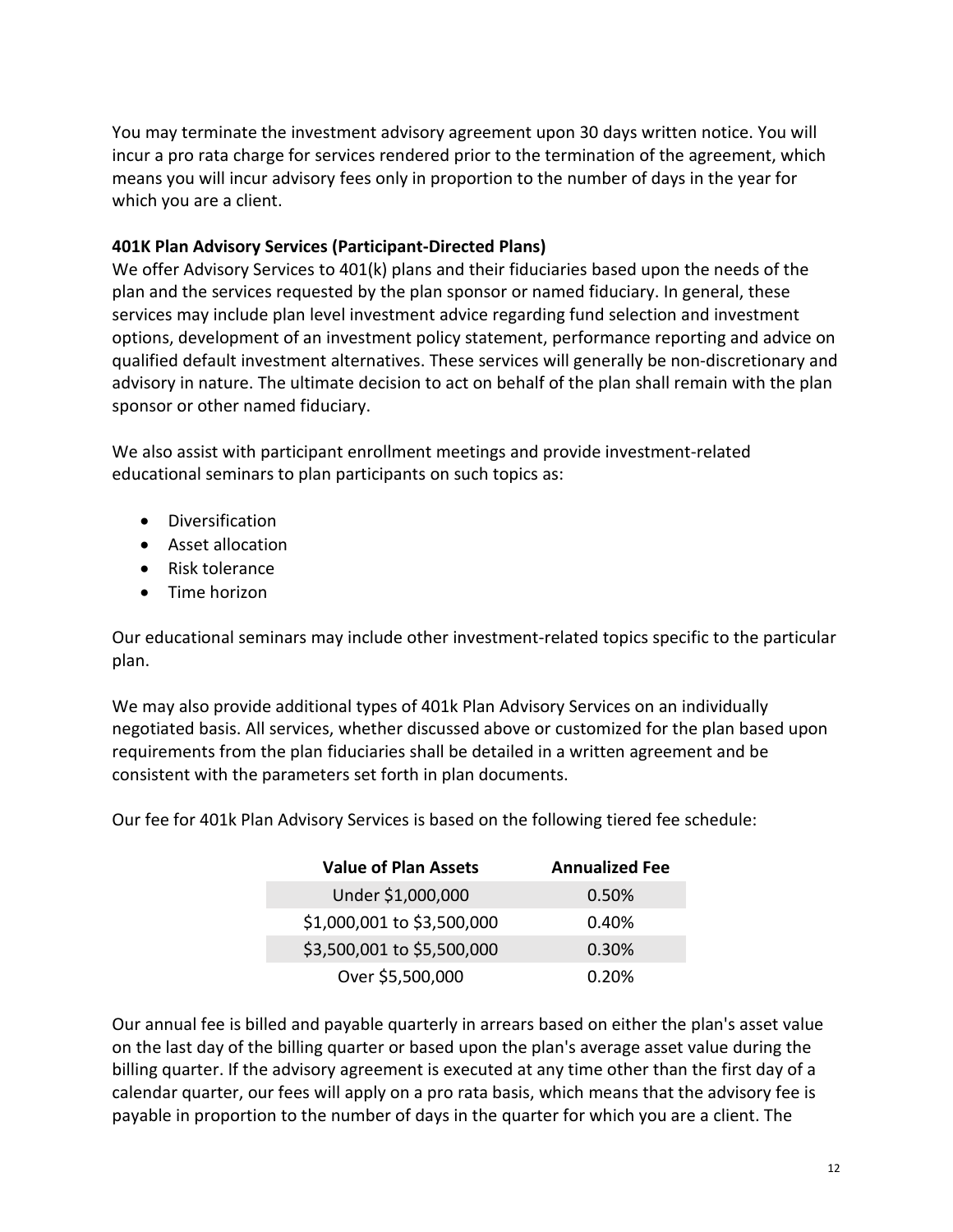You may terminate the investment advisory agreement upon 30 days written notice. You will incur a pro rata charge for services rendered prior to the termination of the agreement, which means you will incur advisory fees only in proportion to the number of days in the year for which you are a client.

**401K Plan Advisory Services (Participant-Directed Plans)**
We offer Advisory Services to 401(k) plans and their fiduciaries based upon the needs of the plan and the services requested by the plan sponsor or named fiduciary. In general, these services may include plan level investment advice regarding fund selection and investment options, development of an investment policy statement, performance reporting and advice on qualified default investment alternatives. These services will generally be non-discretionary and advisory in nature. The ultimate decision to act on behalf of the plan shall remain with the plan sponsor or other named fiduciary.

We also assist with participant enrollment meetings and provide investment-related educational seminars to plan participants on such topics as:

- Diversification
- Asset allocation
- Risk tolerance
- Time horizon

Our educational seminars may include other investment-related topics specific to the particular plan.

We may also provide additional types of 401k Plan Advisory Services on an individually negotiated basis. All services, whether discussed above or customized for the plan based upon requirements from the plan fiduciaries shall be detailed in a written agreement and be consistent with the parameters set forth in plan documents.

Our fee for 401k Plan Advisory Services is based on the following tiered fee schedule:

| Value of Plan Assets | Annualized Fee |
|---|---|
| Under $1,000,000 | 0.50% |
| $1,000,001 to $3,500,000 | 0.40% |
| $3,500,001 to $5,500,000 | 0.30% |
| Over $5,500,000 | 0.20% |

Our annual fee is billed and payable quarterly in arrears based on either the plan's asset value on the last day of the billing quarter or based upon the plan's average asset value during the billing quarter. If the advisory agreement is executed at any time other than the first day of a calendar quarter, our fees will apply on a pro rata basis, which means that the advisory fee is payable in proportion to the number of days in the quarter for which you are a client. The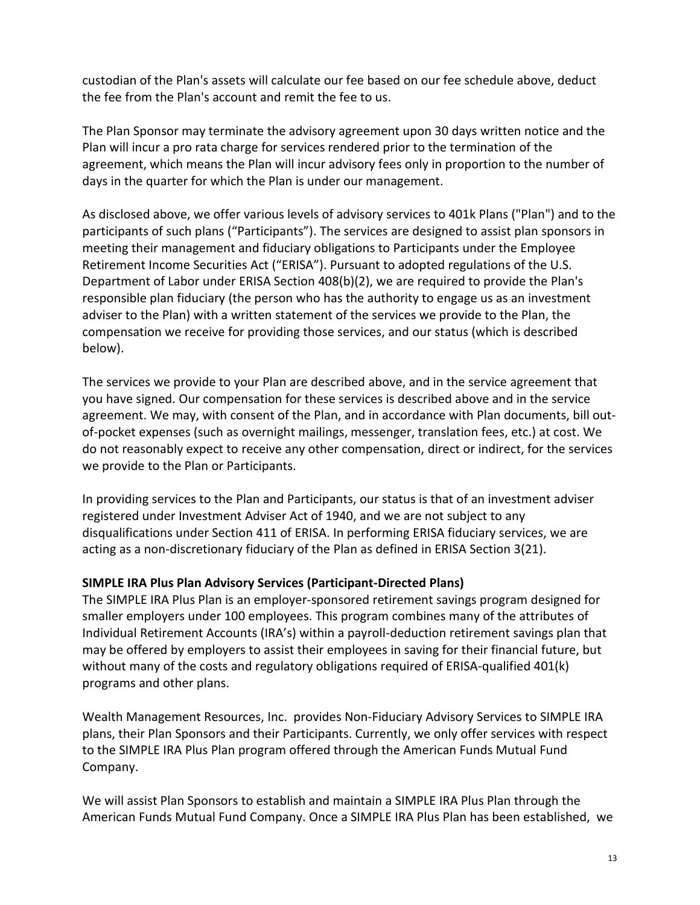custodian of the Plan's assets will calculate our fee based on our fee schedule above, deduct the fee from the Plan's account and remit the fee to us.

The Plan Sponsor may terminate the advisory agreement upon 30 days written notice and the Plan will incur a pro rata charge for services rendered prior to the termination of the agreement, which means the Plan will incur advisory fees only in proportion to the number of days in the quarter for which the Plan is under our management.

As disclosed above, we offer various levels of advisory services to 401k Plans ("Plan") and to the participants of such plans ("Participants"). The services are designed to assist plan sponsors in meeting their management and fiduciary obligations to Participants under the Employee Retirement Income Securities Act ("ERISA"). Pursuant to adopted regulations of the U.S. Department of Labor under ERISA Section 408(b)(2), we are required to provide the Plan's responsible plan fiduciary (the person who has the authority to engage us as an investment adviser to the Plan) with a written statement of the services we provide to the Plan, the compensation we receive for providing those services, and our status (which is described below).

The services we provide to your Plan are described above, and in the service agreement that you have signed. Our compensation for these services is described above and in the service agreement. We may, with consent of the Plan, and in accordance with Plan documents, bill out-of-pocket expenses (such as overnight mailings, messenger, translation fees, etc.) at cost. We do not reasonably expect to receive any other compensation, direct or indirect, for the services we provide to the Plan or Participants.

In providing services to the Plan and Participants, our status is that of an investment adviser registered under Investment Adviser Act of 1940, and we are not subject to any disqualifications under Section 411 of ERISA. In performing ERISA fiduciary services, we are acting as a non-discretionary fiduciary of the Plan as defined in ERISA Section 3(21).

**SIMPLE IRA Plus Plan Advisory Services (Participant-Directed Plans)**

The SIMPLE IRA Plus Plan is an employer-sponsored retirement savings program designed for smaller employers under 100 employees. This program combines many of the attributes of Individual Retirement Accounts (IRA's) within a payroll-deduction retirement savings plan that may be offered by employers to assist their employees in saving for their financial future, but without many of the costs and regulatory obligations required of ERISA-qualified 401(k) programs and other plans.

Wealth Management Resources, Inc. provides Non-Fiduciary Advisory Services to SIMPLE IRA plans, their Plan Sponsors and their Participants. Currently, we only offer services with respect to the SIMPLE IRA Plus Plan program offered through the American Funds Mutual Fund Company.

We will assist Plan Sponsors to establish and maintain a SIMPLE IRA Plus Plan through the American Funds Mutual Fund Company. Once a SIMPLE IRA Plus Plan has been established, we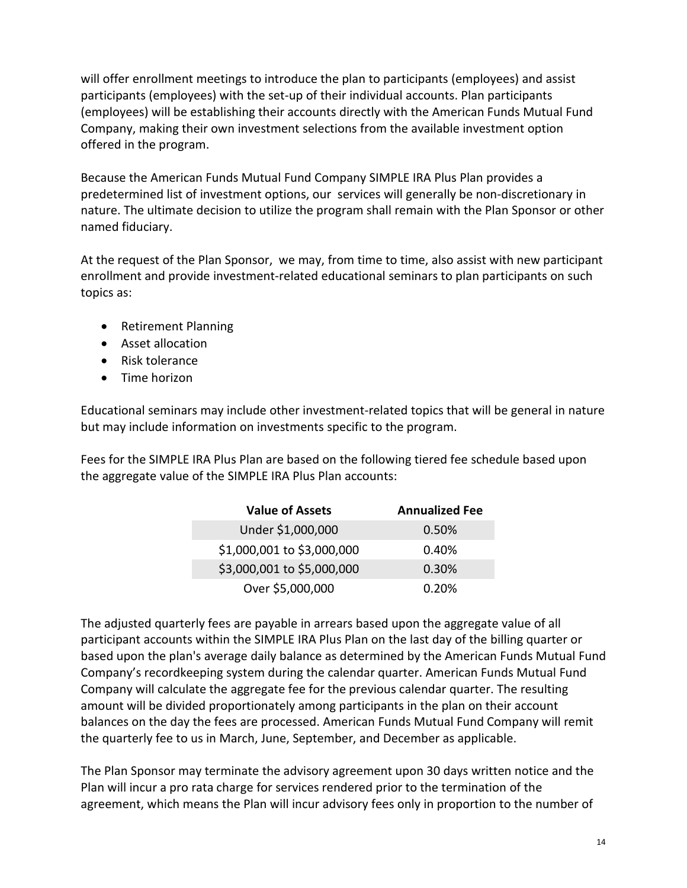will offer enrollment meetings to introduce the plan to participants (employees) and assist participants (employees) with the set-up of their individual accounts. Plan participants (employees) will be establishing their accounts directly with the American Funds Mutual Fund Company, making their own investment selections from the available investment option offered in the program.

Because the American Funds Mutual Fund Company SIMPLE IRA Plus Plan provides a predetermined list of investment options, our services will generally be non-discretionary in nature. The ultimate decision to utilize the program shall remain with the Plan Sponsor or other named fiduciary.

At the request of the Plan Sponsor, we may, from time to time, also assist with new participant enrollment and provide investment-related educational seminars to plan participants on such topics as:

- Retirement Planning
- Asset allocation
- Risk tolerance
- Time horizon

Educational seminars may include other investment-related topics that will be general in nature but may include information on investments specific to the program.

Fees for the SIMPLE IRA Plus Plan are based on the following tiered fee schedule based upon the aggregate value of the SIMPLE IRA Plus Plan accounts:

| Value of Assets | Annualized Fee |
|---|---|
| Under $1,000,000 | 0.50% |
| $1,000,001 to $3,000,000 | 0.40% |
| $3,000,001 to $5,000,000 | 0.30% |
| Over $5,000,000 | 0.20% |

The adjusted quarterly fees are payable in arrears based upon the aggregate value of all participant accounts within the SIMPLE IRA Plus Plan on the last day of the billing quarter or based upon the plan's average daily balance as determined by the American Funds Mutual Fund Company's recordkeeping system during the calendar quarter. American Funds Mutual Fund Company will calculate the aggregate fee for the previous calendar quarter. The resulting amount will be divided proportionately among participants in the plan on their account balances on the day the fees are processed. American Funds Mutual Fund Company will remit the quarterly fee to us in March, June, September, and December as applicable.

The Plan Sponsor may terminate the advisory agreement upon 30 days written notice and the Plan will incur a pro rata charge for services rendered prior to the termination of the agreement, which means the Plan will incur advisory fees only in proportion to the number of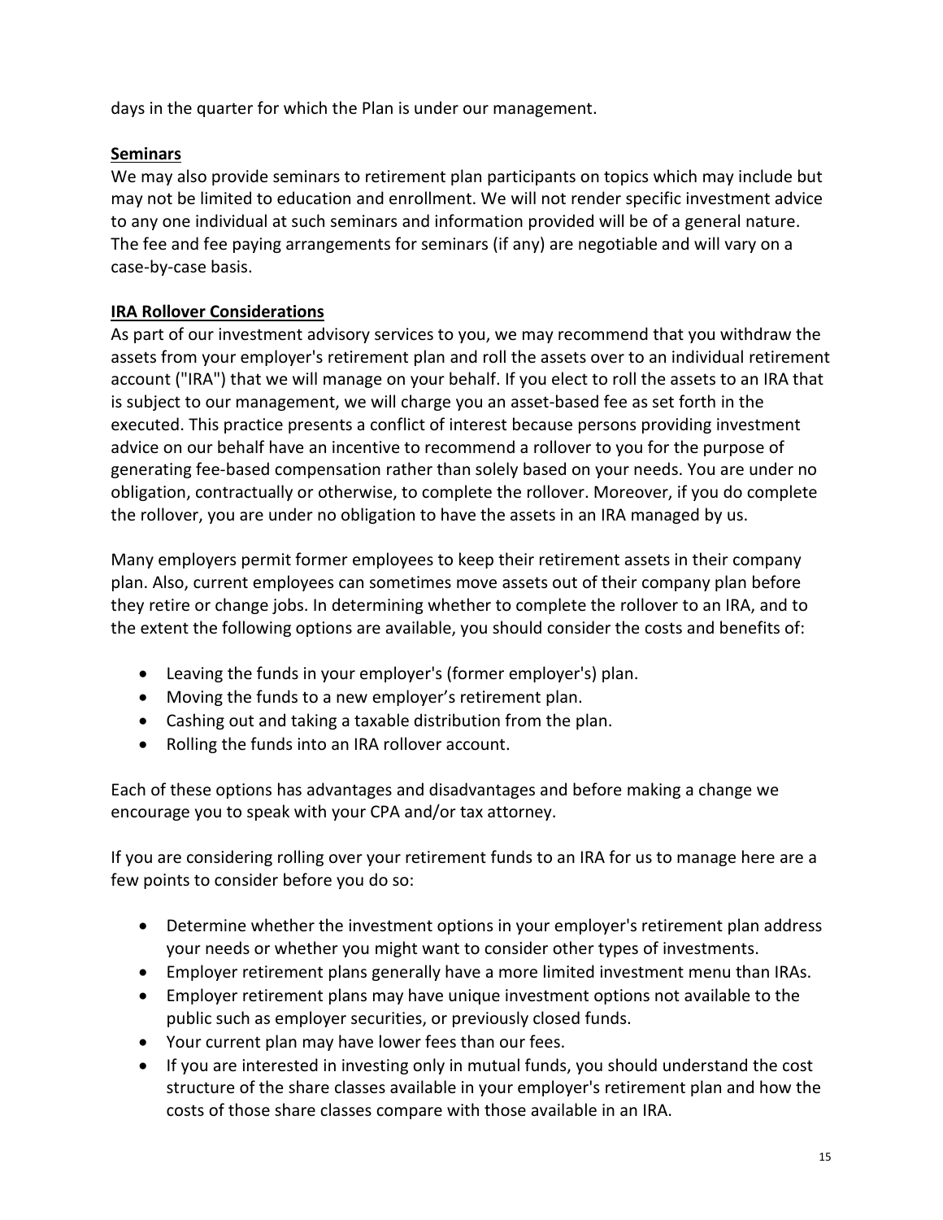days in the quarter for which the Plan is under our management.

**Seminars**

We may also provide seminars to retirement plan participants on topics which may include but may not be limited to education and enrollment. We will not render specific investment advice to any one individual at such seminars and information provided will be of a general nature. The fee and fee paying arrangements for seminars (if any) are negotiable and will vary on a case-by-case basis.

**IRA Rollover Considerations**

As part of our investment advisory services to you, we may recommend that you withdraw the assets from your employer's retirement plan and roll the assets over to an individual retirement account ("IRA") that we will manage on your behalf. If you elect to roll the assets to an IRA that is subject to our management, we will charge you an asset-based fee as set forth in the executed. This practice presents a conflict of interest because persons providing investment advice on our behalf have an incentive to recommend a rollover to you for the purpose of generating fee-based compensation rather than solely based on your needs. You are under no obligation, contractually or otherwise, to complete the rollover. Moreover, if you do complete the rollover, you are under no obligation to have the assets in an IRA managed by us.

Many employers permit former employees to keep their retirement assets in their company plan. Also, current employees can sometimes move assets out of their company plan before they retire or change jobs. In determining whether to complete the rollover to an IRA, and to the extent the following options are available, you should consider the costs and benefits of:

- Leaving the funds in your employer's (former employer's) plan.
- Moving the funds to a new employer's retirement plan.
- Cashing out and taking a taxable distribution from the plan.
- Rolling the funds into an IRA rollover account.

Each of these options has advantages and disadvantages and before making a change we encourage you to speak with your CPA and/or tax attorney.

If you are considering rolling over your retirement funds to an IRA for us to manage here are a few points to consider before you do so:

- Determine whether the investment options in your employer's retirement plan address your needs or whether you might want to consider other types of investments.
- Employer retirement plans generally have a more limited investment menu than IRAs.
- Employer retirement plans may have unique investment options not available to the public such as employer securities, or previously closed funds.
- Your current plan may have lower fees than our fees.
- If you are interested in investing only in mutual funds, you should understand the cost structure of the share classes available in your employer's retirement plan and how the costs of those share classes compare with those available in an IRA.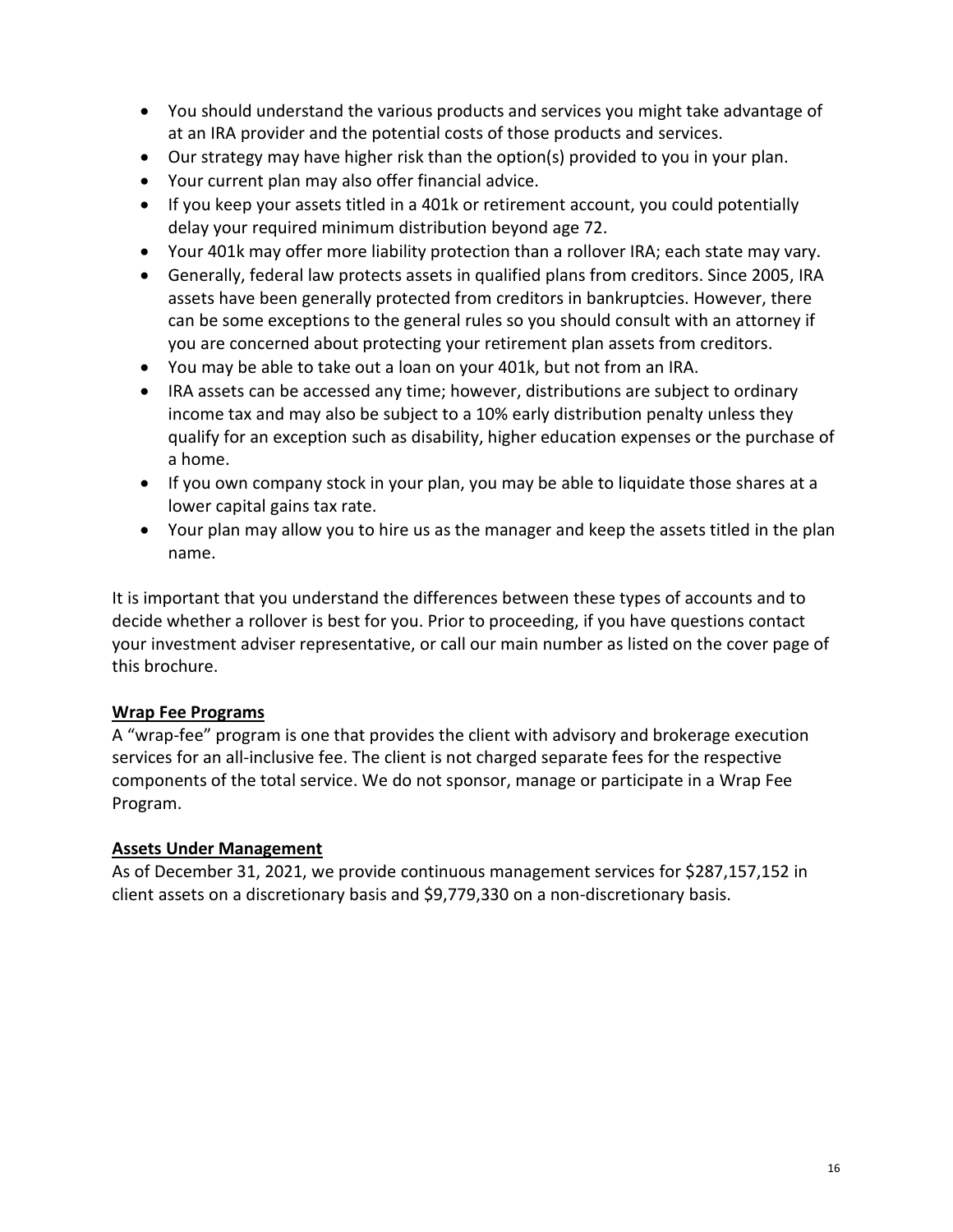- You should understand the various products and services you might take advantage of at an IRA provider and the potential costs of those products and services.
- Our strategy may have higher risk than the option(s) provided to you in your plan.
- Your current plan may also offer financial advice.
- If you keep your assets titled in a 401k or retirement account, you could potentially delay your required minimum distribution beyond age 72.
- Your 401k may offer more liability protection than a rollover IRA; each state may vary.
- Generally, federal law protects assets in qualified plans from creditors. Since 2005, IRA assets have been generally protected from creditors in bankruptcies. However, there can be some exceptions to the general rules so you should consult with an attorney if you are concerned about protecting your retirement plan assets from creditors.
- You may be able to take out a loan on your 401k, but not from an IRA.
- IRA assets can be accessed any time; however, distributions are subject to ordinary income tax and may also be subject to a 10% early distribution penalty unless they qualify for an exception such as disability, higher education expenses or the purchase of a home.
- If you own company stock in your plan, you may be able to liquidate those shares at a lower capital gains tax rate.
- Your plan may allow you to hire us as the manager and keep the assets titled in the plan name.

It is important that you understand the differences between these types of accounts and to decide whether a rollover is best for you. Prior to proceeding, if you have questions contact your investment adviser representative, or call our main number as listed on the cover page of this brochure.

## Wrap Fee Programs

A "wrap-fee" program is one that provides the client with advisory and brokerage execution services for an all-inclusive fee. The client is not charged separate fees for the respective components of the total service. We do not sponsor, manage or participate in a Wrap Fee Program.

## Assets Under Management

As of December 31, 2021, we provide continuous management services for $287,157,152 in client assets on a discretionary basis and $9,779,330 on a non-discretionary basis.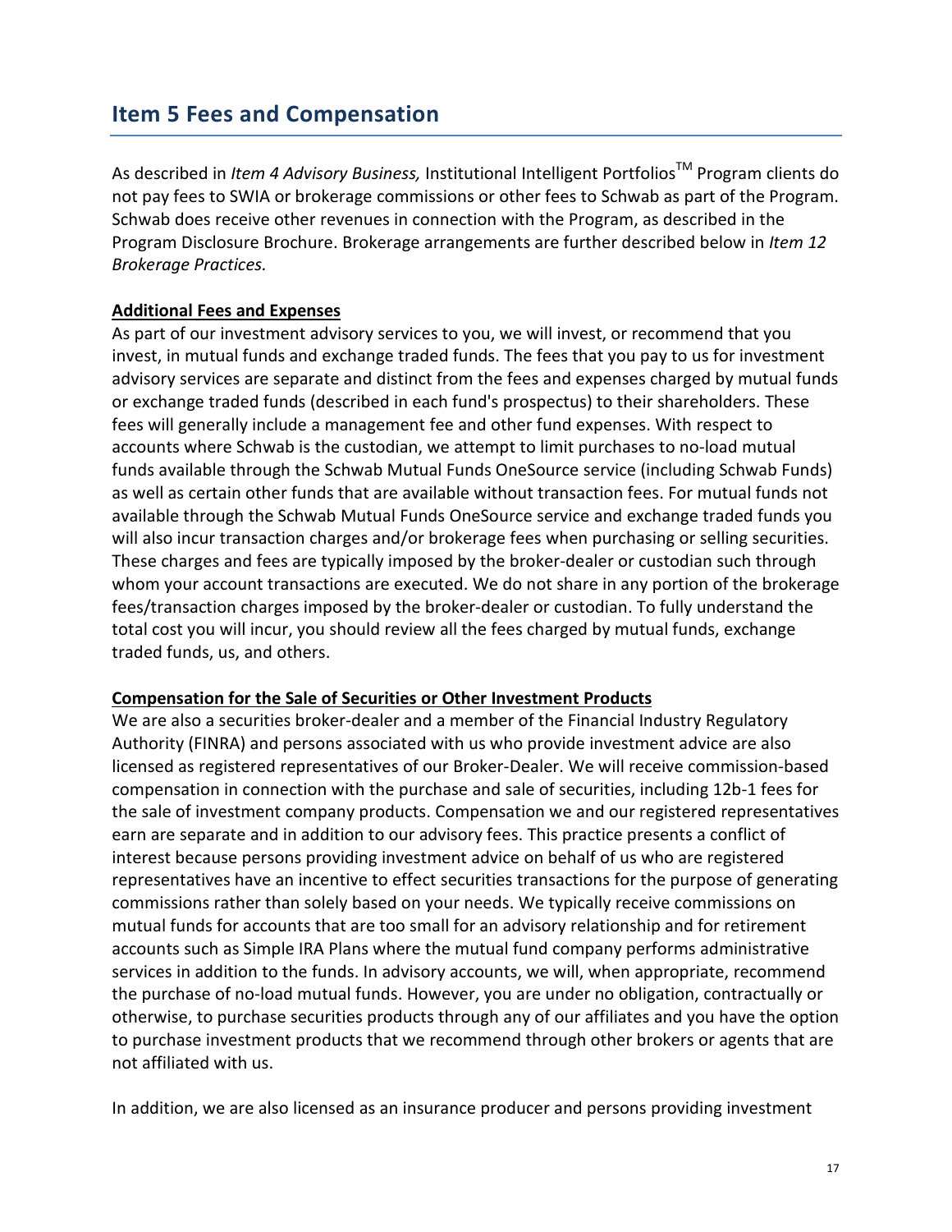## Item 5 Fees and Compensation

As described in *Item 4 Advisory Business,* Institutional Intelligent Portfolios™ Program clients do not pay fees to SWIA or brokerage commissions or other fees to Schwab as part of the Program. Schwab does receive other revenues in connection with the Program, as described in the Program Disclosure Brochure. Brokerage arrangements are further described below in *Item 12 Brokerage Practices.*

**Additional Fees and Expenses**

As part of our investment advisory services to you, we will invest, or recommend that you invest, in mutual funds and exchange traded funds. The fees that you pay to us for investment advisory services are separate and distinct from the fees and expenses charged by mutual funds or exchange traded funds (described in each fund's prospectus) to their shareholders. These fees will generally include a management fee and other fund expenses. With respect to accounts where Schwab is the custodian, we attempt to limit purchases to no-load mutual funds available through the Schwab Mutual Funds OneSource service (including Schwab Funds) as well as certain other funds that are available without transaction fees. For mutual funds not available through the Schwab Mutual Funds OneSource service and exchange traded funds you will also incur transaction charges and/or brokerage fees when purchasing or selling securities. These charges and fees are typically imposed by the broker-dealer or custodian such through whom your account transactions are executed. We do not share in any portion of the brokerage fees/transaction charges imposed by the broker-dealer or custodian. To fully understand the total cost you will incur, you should review all the fees charged by mutual funds, exchange traded funds, us, and others.

**Compensation for the Sale of Securities or Other Investment Products**

We are also a securities broker-dealer and a member of the Financial Industry Regulatory Authority (FINRA) and persons associated with us who provide investment advice are also licensed as registered representatives of our Broker-Dealer. We will receive commission-based compensation in connection with the purchase and sale of securities, including 12b-1 fees for the sale of investment company products. Compensation we and our registered representatives earn are separate and in addition to our advisory fees. This practice presents a conflict of interest because persons providing investment advice on behalf of us who are registered representatives have an incentive to effect securities transactions for the purpose of generating commissions rather than solely based on your needs. We typically receive commissions on mutual funds for accounts that are too small for an advisory relationship and for retirement accounts such as Simple IRA Plans where the mutual fund company performs administrative services in addition to the funds. In advisory accounts, we will, when appropriate, recommend the purchase of no-load mutual funds. However, you are under no obligation, contractually or otherwise, to purchase securities products through any of our affiliates and you have the option to purchase investment products that we recommend through other brokers or agents that are not affiliated with us.

In addition, we are also licensed as an insurance producer and persons providing investment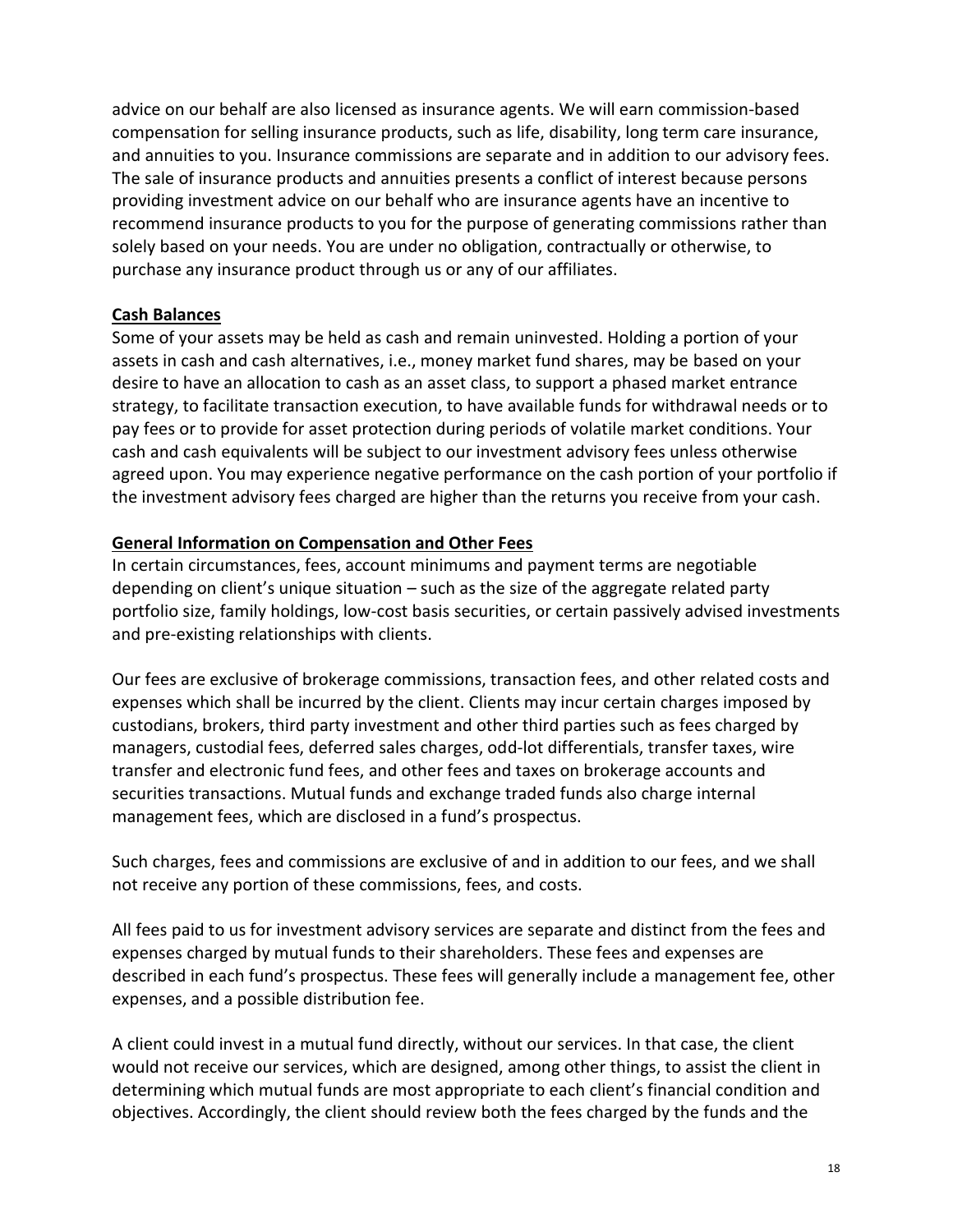advice on our behalf are also licensed as insurance agents. We will earn commission-based compensation for selling insurance products, such as life, disability, long term care insurance, and annuities to you. Insurance commissions are separate and in addition to our advisory fees. The sale of insurance products and annuities presents a conflict of interest because persons providing investment advice on our behalf who are insurance agents have an incentive to recommend insurance products to you for the purpose of generating commissions rather than solely based on your needs. You are under no obligation, contractually or otherwise, to purchase any insurance product through us or any of our affiliates.

**Cash Balances**

Some of your assets may be held as cash and remain uninvested. Holding a portion of your assets in cash and cash alternatives, i.e., money market fund shares, may be based on your desire to have an allocation to cash as an asset class, to support a phased market entrance strategy, to facilitate transaction execution, to have available funds for withdrawal needs or to pay fees or to provide for asset protection during periods of volatile market conditions. Your cash and cash equivalents will be subject to our investment advisory fees unless otherwise agreed upon. You may experience negative performance on the cash portion of your portfolio if the investment advisory fees charged are higher than the returns you receive from your cash.

**General Information on Compensation and Other Fees**

In certain circumstances, fees, account minimums and payment terms are negotiable depending on client's unique situation – such as the size of the aggregate related party portfolio size, family holdings, low-cost basis securities, or certain passively advised investments and pre-existing relationships with clients.

Our fees are exclusive of brokerage commissions, transaction fees, and other related costs and expenses which shall be incurred by the client. Clients may incur certain charges imposed by custodians, brokers, third party investment and other third parties such as fees charged by managers, custodial fees, deferred sales charges, odd-lot differentials, transfer taxes, wire transfer and electronic fund fees, and other fees and taxes on brokerage accounts and securities transactions. Mutual funds and exchange traded funds also charge internal management fees, which are disclosed in a fund's prospectus.

Such charges, fees and commissions are exclusive of and in addition to our fees, and we shall not receive any portion of these commissions, fees, and costs.

All fees paid to us for investment advisory services are separate and distinct from the fees and expenses charged by mutual funds to their shareholders. These fees and expenses are described in each fund's prospectus. These fees will generally include a management fee, other expenses, and a possible distribution fee.

A client could invest in a mutual fund directly, without our services. In that case, the client would not receive our services, which are designed, among other things, to assist the client in determining which mutual funds are most appropriate to each client's financial condition and objectives. Accordingly, the client should review both the fees charged by the funds and the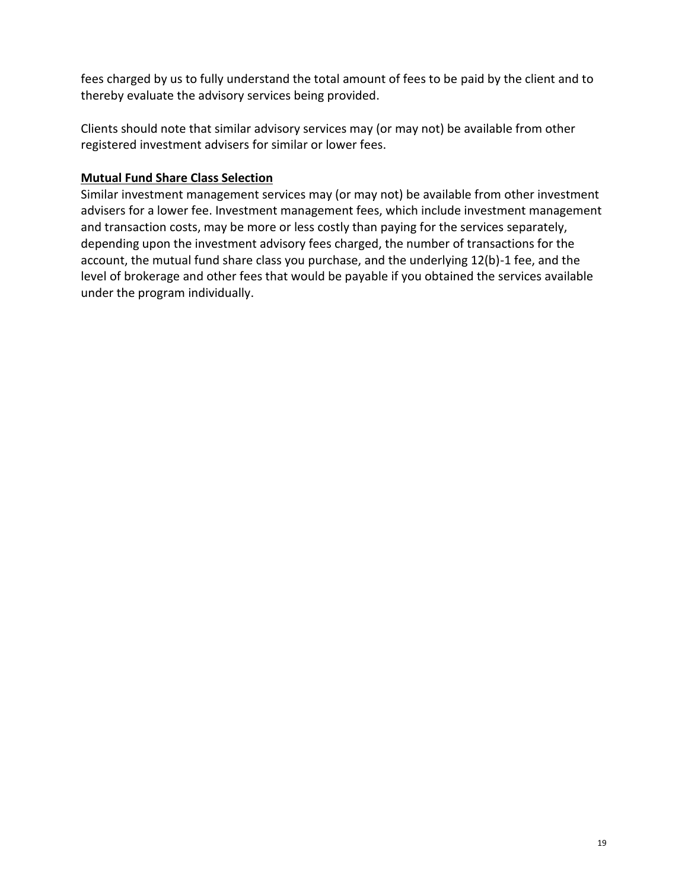fees charged by us to fully understand the total amount of fees to be paid by the client and to thereby evaluate the advisory services being provided.

Clients should note that similar advisory services may (or may not) be available from other registered investment advisers for similar or lower fees.

**Mutual Fund Share Class Selection**

Similar investment management services may (or may not) be available from other investment advisers for a lower fee. Investment management fees, which include investment management and transaction costs, may be more or less costly than paying for the services separately, depending upon the investment advisory fees charged, the number of transactions for the account, the mutual fund share class you purchase, and the underlying 12(b)-1 fee, and the level of brokerage and other fees that would be payable if you obtained the services available under the program individually.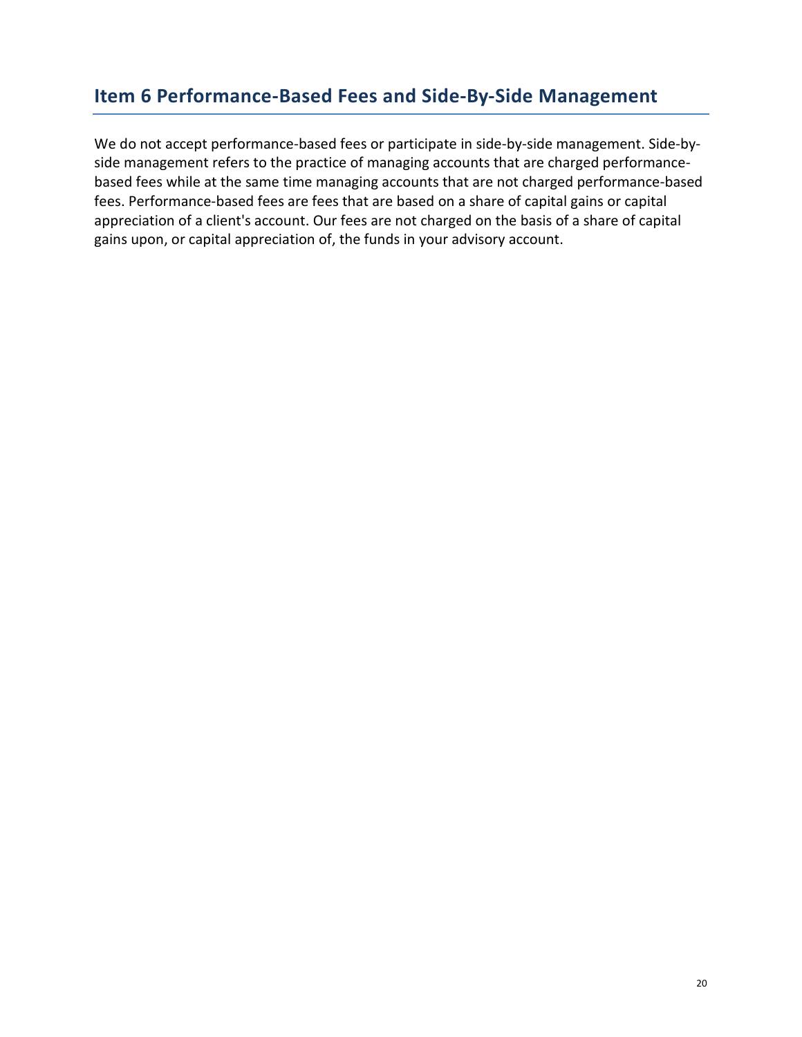## Item 6 Performance-Based Fees and Side-By-Side Management

We do not accept performance-based fees or participate in side-by-side management. Side-by-side management refers to the practice of managing accounts that are charged performance-based fees while at the same time managing accounts that are not charged performance-based fees. Performance-based fees are fees that are based on a share of capital gains or capital appreciation of a client's account. Our fees are not charged on the basis of a share of capital gains upon, or capital appreciation of, the funds in your advisory account.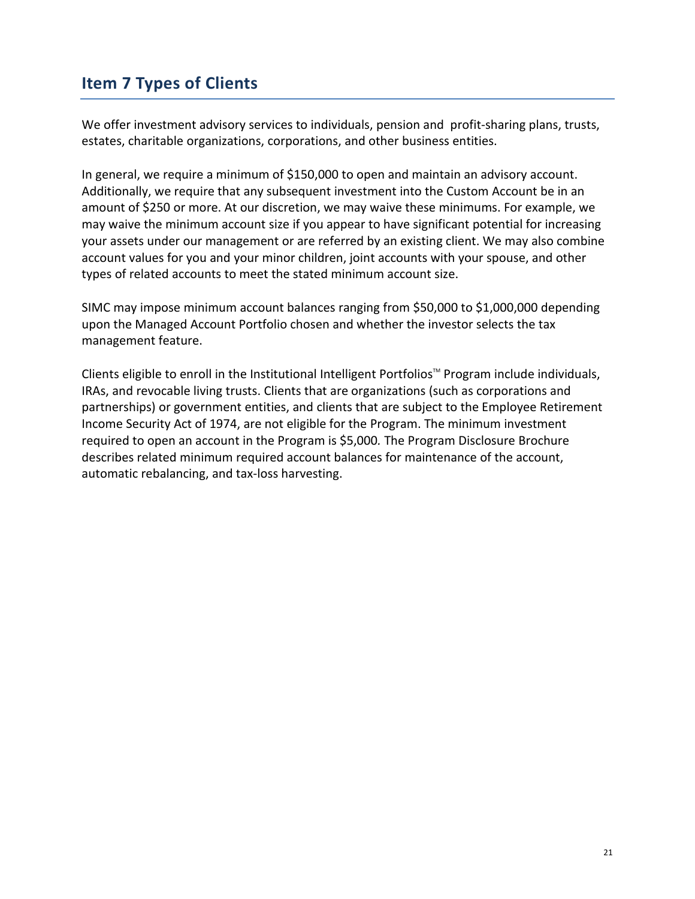## Item 7 Types of Clients

We offer investment advisory services to individuals, pension and profit-sharing plans, trusts, estates, charitable organizations, corporations, and other business entities.

In general, we require a minimum of $150,000 to open and maintain an advisory account. Additionally, we require that any subsequent investment into the Custom Account be in an amount of $250 or more. At our discretion, we may waive these minimums. For example, we may waive the minimum account size if you appear to have significant potential for increasing your assets under our management or are referred by an existing client. We may also combine account values for you and your minor children, joint accounts with your spouse, and other types of related accounts to meet the stated minimum account size.

SIMC may impose minimum account balances ranging from $50,000 to $1,000,000 depending upon the Managed Account Portfolio chosen and whether the investor selects the tax management feature.

Clients eligible to enroll in the Institutional Intelligent Portfolios™ Program include individuals, IRAs, and revocable living trusts. Clients that are organizations (such as corporations and partnerships) or government entities, and clients that are subject to the Employee Retirement Income Security Act of 1974, are not eligible for the Program. The minimum investment required to open an account in the Program is $5,000. The Program Disclosure Brochure describes related minimum required account balances for maintenance of the account, automatic rebalancing, and tax-loss harvesting.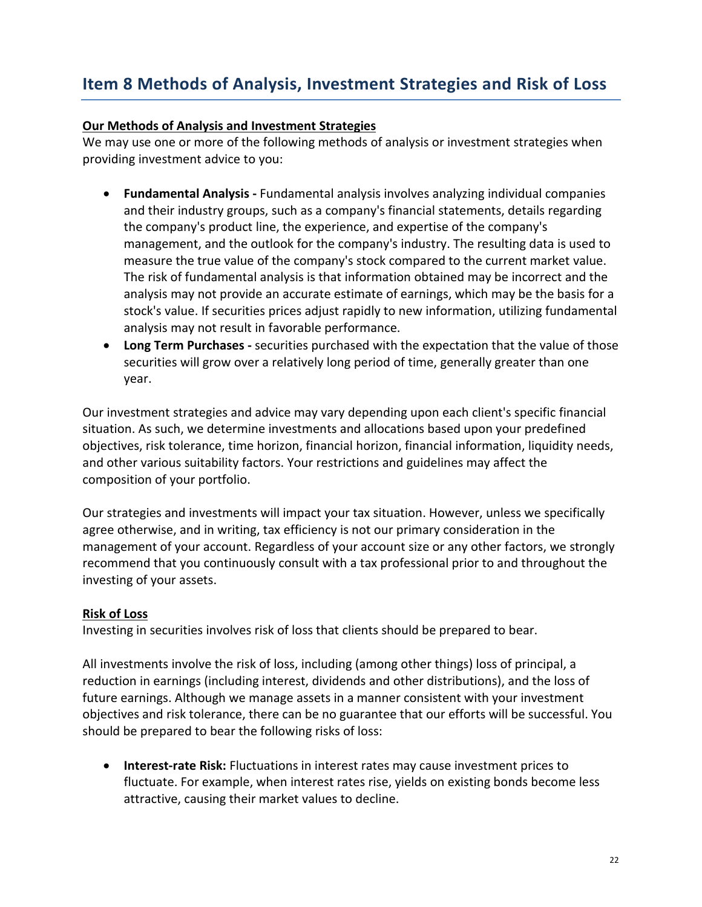## Item 8 Methods of Analysis, Investment Strategies and Risk of Loss

**Our Methods of Analysis and Investment Strategies**

We may use one or more of the following methods of analysis or investment strategies when providing investment advice to you:

- **Fundamental Analysis -** Fundamental analysis involves analyzing individual companies and their industry groups, such as a company's financial statements, details regarding the company's product line, the experience, and expertise of the company's management, and the outlook for the company's industry. The resulting data is used to measure the true value of the company's stock compared to the current market value. The risk of fundamental analysis is that information obtained may be incorrect and the analysis may not provide an accurate estimate of earnings, which may be the basis for a stock's value. If securities prices adjust rapidly to new information, utilizing fundamental analysis may not result in favorable performance.
- **Long Term Purchases -** securities purchased with the expectation that the value of those securities will grow over a relatively long period of time, generally greater than one year.

Our investment strategies and advice may vary depending upon each client's specific financial situation. As such, we determine investments and allocations based upon your predefined objectives, risk tolerance, time horizon, financial horizon, financial information, liquidity needs, and other various suitability factors. Your restrictions and guidelines may affect the composition of your portfolio.

Our strategies and investments will impact your tax situation. However, unless we specifically agree otherwise, and in writing, tax efficiency is not our primary consideration in the management of your account. Regardless of your account size or any other factors, we strongly recommend that you continuously consult with a tax professional prior to and throughout the investing of your assets.

**Risk of Loss**

Investing in securities involves risk of loss that clients should be prepared to bear.

All investments involve the risk of loss, including (among other things) loss of principal, a reduction in earnings (including interest, dividends and other distributions), and the loss of future earnings. Although we manage assets in a manner consistent with your investment objectives and risk tolerance, there can be no guarantee that our efforts will be successful. You should be prepared to bear the following risks of loss:

- **Interest-rate Risk:** Fluctuations in interest rates may cause investment prices to fluctuate. For example, when interest rates rise, yields on existing bonds become less attractive, causing their market values to decline.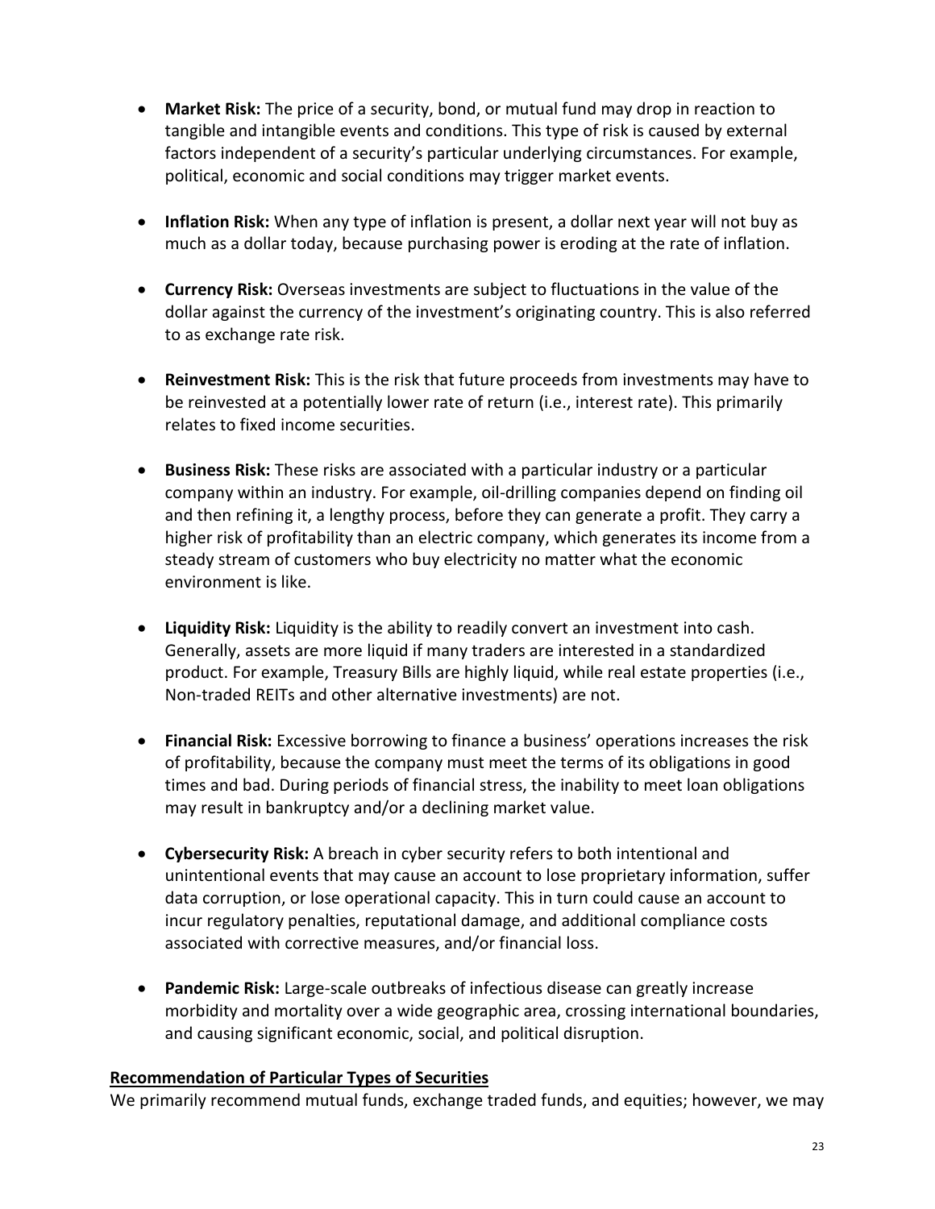- **Market Risk:** The price of a security, bond, or mutual fund may drop in reaction to tangible and intangible events and conditions. This type of risk is caused by external factors independent of a security's particular underlying circumstances. For example, political, economic and social conditions may trigger market events.

- **Inflation Risk:** When any type of inflation is present, a dollar next year will not buy as much as a dollar today, because purchasing power is eroding at the rate of inflation.

- **Currency Risk:** Overseas investments are subject to fluctuations in the value of the dollar against the currency of the investment's originating country. This is also referred to as exchange rate risk.

- **Reinvestment Risk:** This is the risk that future proceeds from investments may have to be reinvested at a potentially lower rate of return (i.e., interest rate). This primarily relates to fixed income securities.

- **Business Risk:** These risks are associated with a particular industry or a particular company within an industry. For example, oil-drilling companies depend on finding oil and then refining it, a lengthy process, before they can generate a profit. They carry a higher risk of profitability than an electric company, which generates its income from a steady stream of customers who buy electricity no matter what the economic environment is like.

- **Liquidity Risk:** Liquidity is the ability to readily convert an investment into cash. Generally, assets are more liquid if many traders are interested in a standardized product. For example, Treasury Bills are highly liquid, while real estate properties (i.e., Non-traded REITs and other alternative investments) are not.

- **Financial Risk:** Excessive borrowing to finance a business' operations increases the risk of profitability, because the company must meet the terms of its obligations in good times and bad. During periods of financial stress, the inability to meet loan obligations may result in bankruptcy and/or a declining market value.

- **Cybersecurity Risk:** A breach in cyber security refers to both intentional and unintentional events that may cause an account to lose proprietary information, suffer data corruption, or lose operational capacity. This in turn could cause an account to incur regulatory penalties, reputational damage, and additional compliance costs associated with corrective measures, and/or financial loss.

- **Pandemic Risk:** Large-scale outbreaks of infectious disease can greatly increase morbidity and mortality over a wide geographic area, crossing international boundaries, and causing significant economic, social, and political disruption.

**Recommendation of Particular Types of Securities**

We primarily recommend mutual funds, exchange traded funds, and equities; however, we may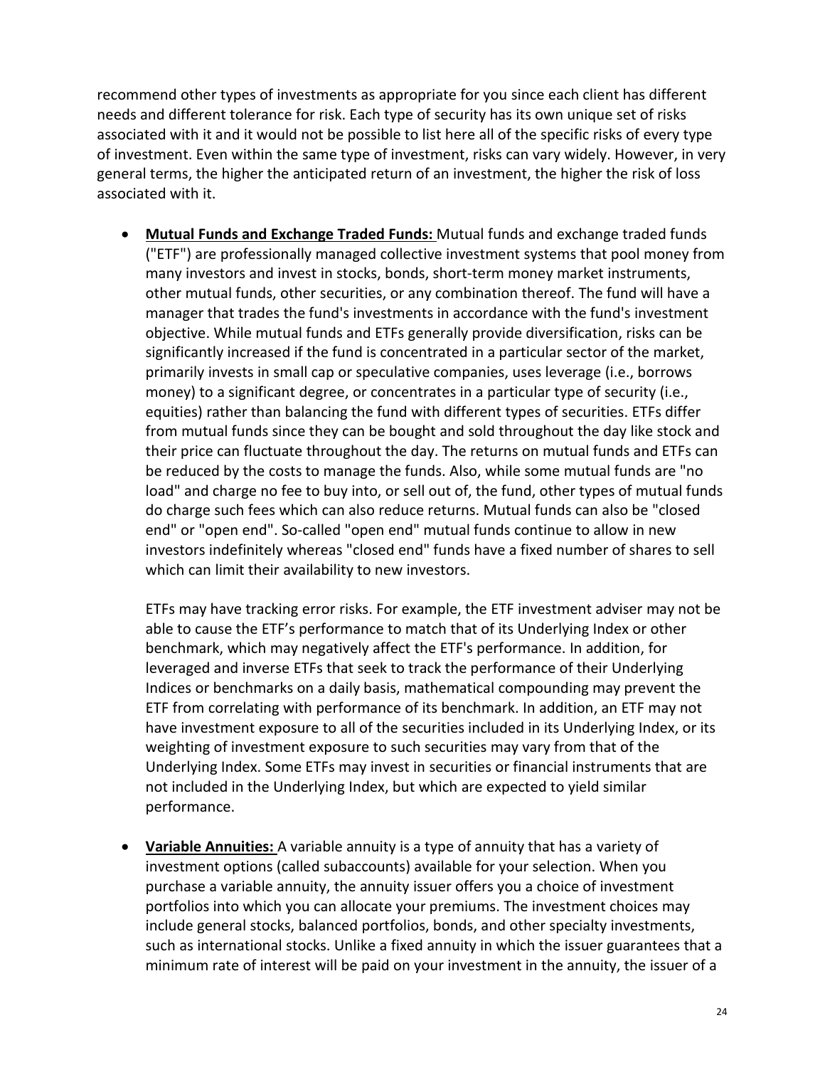recommend other types of investments as appropriate for you since each client has different needs and different tolerance for risk. Each type of security has its own unique set of risks associated with it and it would not be possible to list here all of the specific risks of every type of investment. Even within the same type of investment, risks can vary widely. However, in very general terms, the higher the anticipated return of an investment, the higher the risk of loss associated with it.

- **Mutual Funds and Exchange Traded Funds:** Mutual funds and exchange traded funds ("ETF") are professionally managed collective investment systems that pool money from many investors and invest in stocks, bonds, short-term money market instruments, other mutual funds, other securities, or any combination thereof. The fund will have a manager that trades the fund's investments in accordance with the fund's investment objective. While mutual funds and ETFs generally provide diversification, risks can be significantly increased if the fund is concentrated in a particular sector of the market, primarily invests in small cap or speculative companies, uses leverage (i.e., borrows money) to a significant degree, or concentrates in a particular type of security (i.e., equities) rather than balancing the fund with different types of securities. ETFs differ from mutual funds since they can be bought and sold throughout the day like stock and their price can fluctuate throughout the day. The returns on mutual funds and ETFs can be reduced by the costs to manage the funds. Also, while some mutual funds are "no load" and charge no fee to buy into, or sell out of, the fund, other types of mutual funds do charge such fees which can also reduce returns. Mutual funds can also be "closed end" or "open end". So-called "open end" mutual funds continue to allow in new investors indefinitely whereas "closed end" funds have a fixed number of shares to sell which can limit their availability to new investors.

  ETFs may have tracking error risks. For example, the ETF investment adviser may not be able to cause the ETF's performance to match that of its Underlying Index or other benchmark, which may negatively affect the ETF's performance. In addition, for leveraged and inverse ETFs that seek to track the performance of their Underlying Indices or benchmarks on a daily basis, mathematical compounding may prevent the ETF from correlating with performance of its benchmark. In addition, an ETF may not have investment exposure to all of the securities included in its Underlying Index, or its weighting of investment exposure to such securities may vary from that of the Underlying Index. Some ETFs may invest in securities or financial instruments that are not included in the Underlying Index, but which are expected to yield similar performance.

- **Variable Annuities:** A variable annuity is a type of annuity that has a variety of investment options (called subaccounts) available for your selection. When you purchase a variable annuity, the annuity issuer offers you a choice of investment portfolios into which you can allocate your premiums. The investment choices may include general stocks, balanced portfolios, bonds, and other specialty investments, such as international stocks. Unlike a fixed annuity in which the issuer guarantees that a minimum rate of interest will be paid on your investment in the annuity, the issuer of a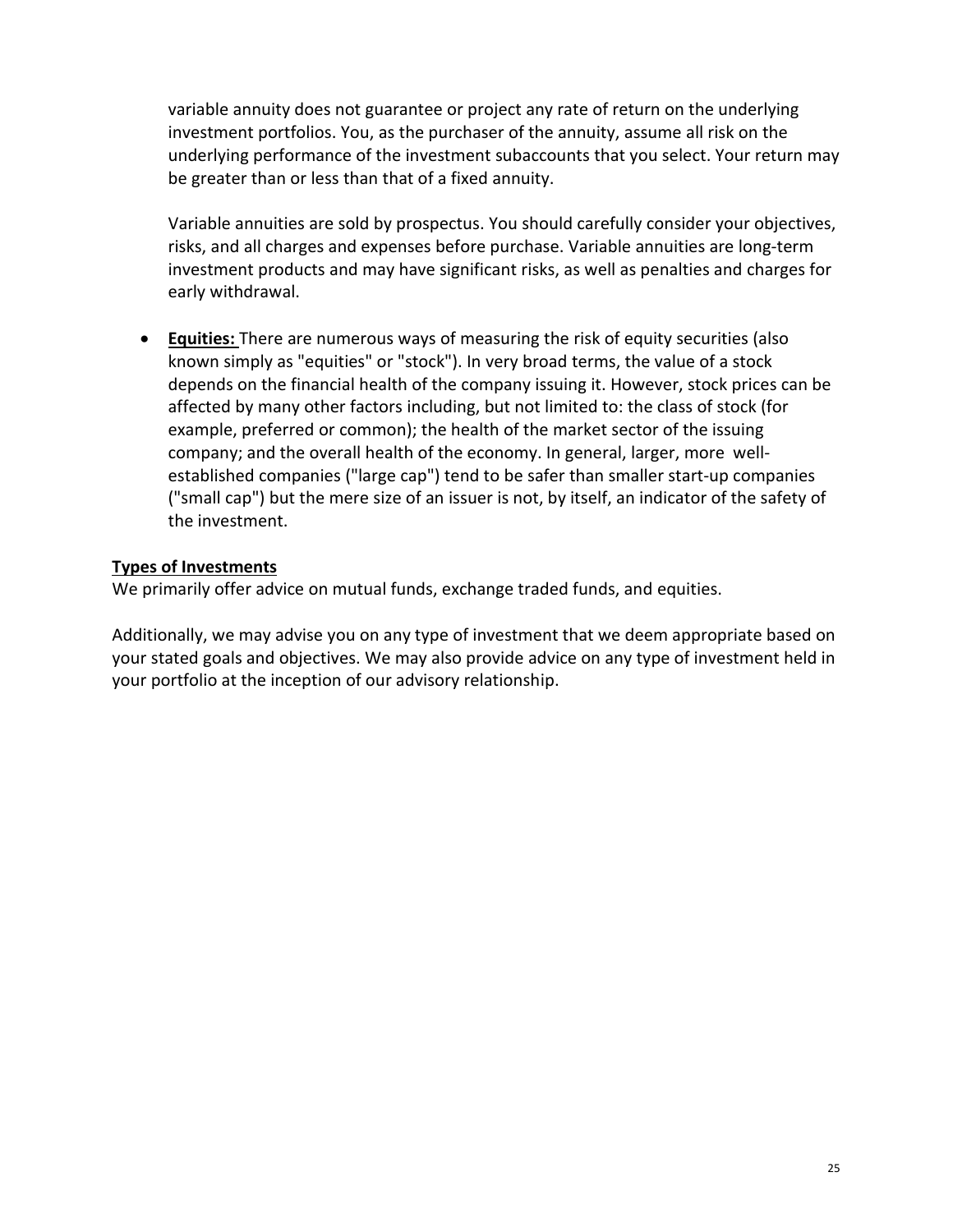variable annuity does not guarantee or project any rate of return on the underlying investment portfolios. You, as the purchaser of the annuity, assume all risk on the underlying performance of the investment subaccounts that you select. Your return may be greater than or less than that of a fixed annuity.

Variable annuities are sold by prospectus. You should carefully consider your objectives, risks, and all charges and expenses before purchase. Variable annuities are long-term investment products and may have significant risks, as well as penalties and charges for early withdrawal.

- **Equities:** There are numerous ways of measuring the risk of equity securities (also known simply as "equities" or "stock"). In very broad terms, the value of a stock depends on the financial health of the company issuing it. However, stock prices can be affected by many other factors including, but not limited to: the class of stock (for example, preferred or common); the health of the market sector of the issuing company; and the overall health of the economy. In general, larger, more well-established companies ("large cap") tend to be safer than smaller start-up companies ("small cap") but the mere size of an issuer is not, by itself, an indicator of the safety of the investment.

**Types of Investments**

We primarily offer advice on mutual funds, exchange traded funds, and equities.

Additionally, we may advise you on any type of investment that we deem appropriate based on your stated goals and objectives. We may also provide advice on any type of investment held in your portfolio at the inception of our advisory relationship.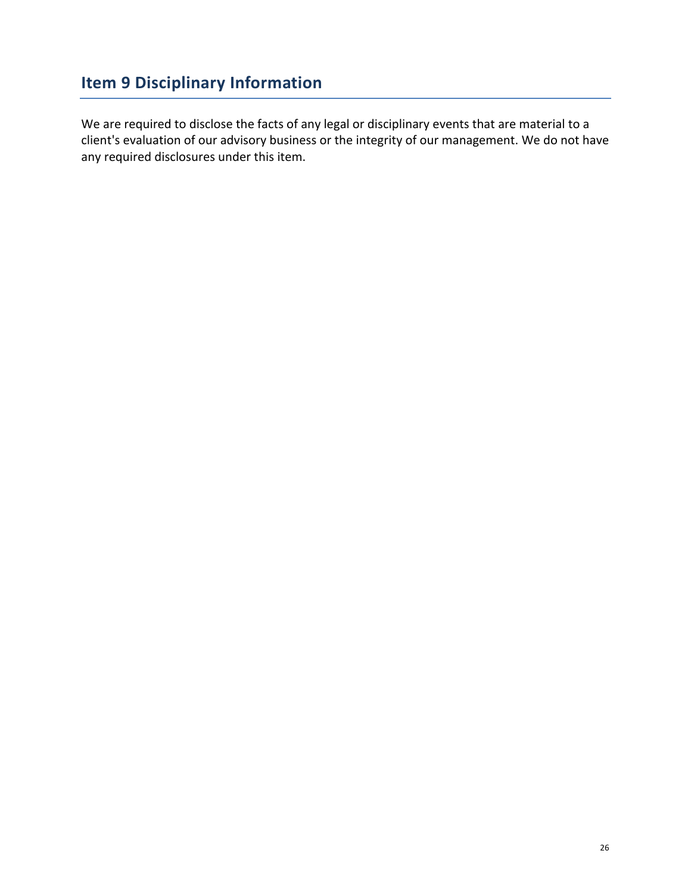## Item 9 Disciplinary Information

We are required to disclose the facts of any legal or disciplinary events that are material to a client's evaluation of our advisory business or the integrity of our management. We do not have any required disclosures under this item.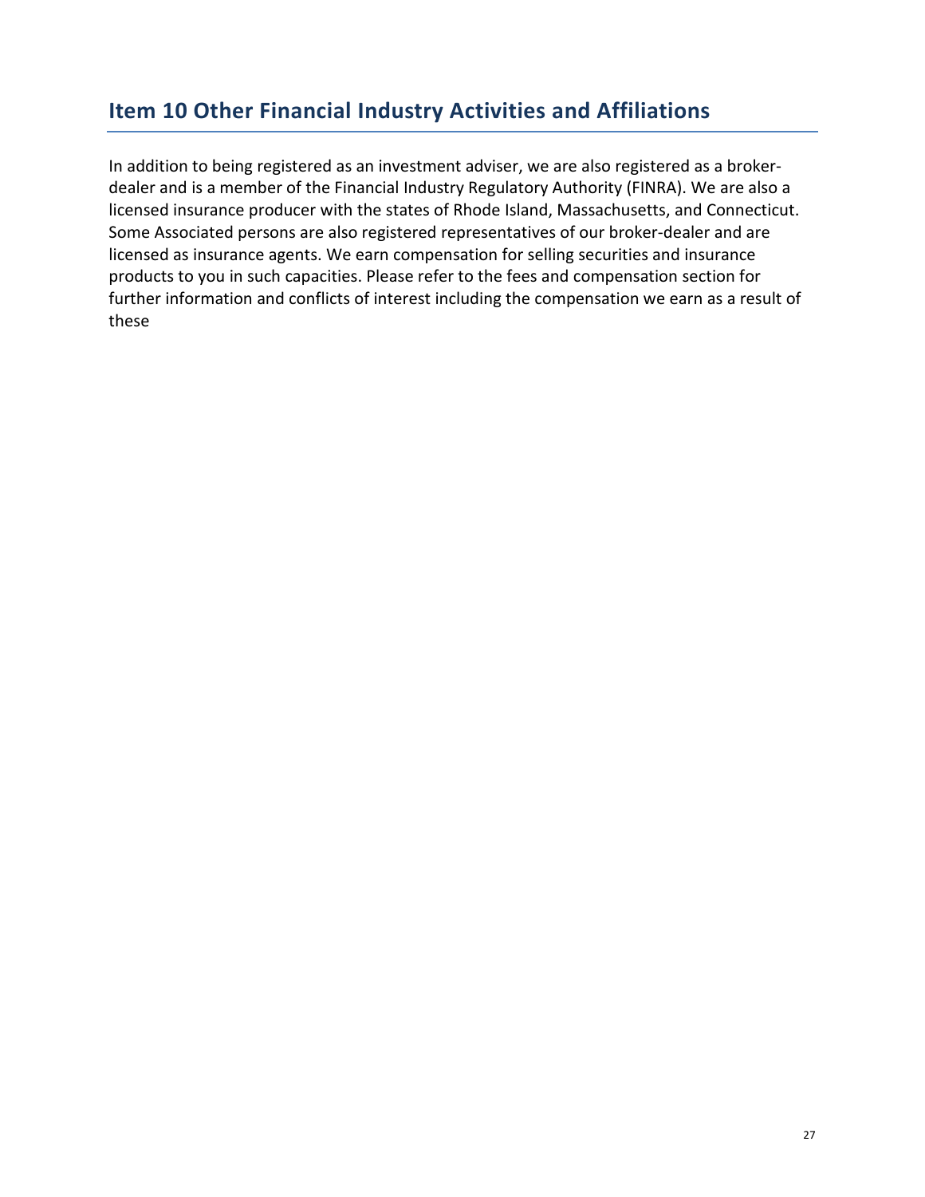## Item 10 Other Financial Industry Activities and Affiliations

In addition to being registered as an investment adviser, we are also registered as a broker-dealer and is a member of the Financial Industry Regulatory Authority (FINRA). We are also a licensed insurance producer with the states of Rhode Island, Massachusetts, and Connecticut. Some Associated persons are also registered representatives of our broker-dealer and are licensed as insurance agents. We earn compensation for selling securities and insurance products to you in such capacities. Please refer to the fees and compensation section for further information and conflicts of interest including the compensation we earn as a result of these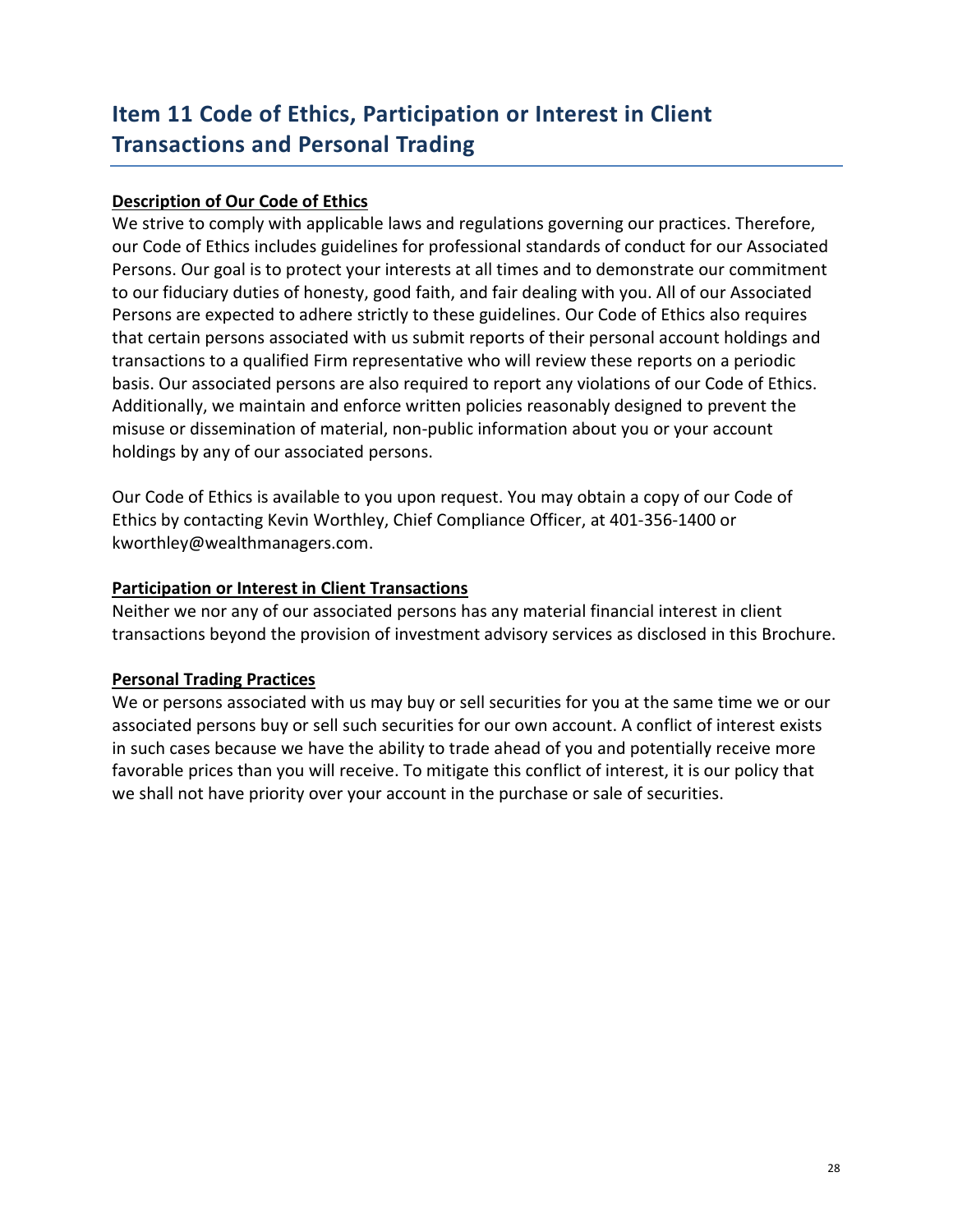## Item 11 Code of Ethics, Participation or Interest in Client Transactions and Personal Trading

**Description of Our Code of Ethics**

We strive to comply with applicable laws and regulations governing our practices. Therefore, our Code of Ethics includes guidelines for professional standards of conduct for our Associated Persons. Our goal is to protect your interests at all times and to demonstrate our commitment to our fiduciary duties of honesty, good faith, and fair dealing with you. All of our Associated Persons are expected to adhere strictly to these guidelines. Our Code of Ethics also requires that certain persons associated with us submit reports of their personal account holdings and transactions to a qualified Firm representative who will review these reports on a periodic basis. Our associated persons are also required to report any violations of our Code of Ethics. Additionally, we maintain and enforce written policies reasonably designed to prevent the misuse or dissemination of material, non-public information about you or your account holdings by any of our associated persons.

Our Code of Ethics is available to you upon request. You may obtain a copy of our Code of Ethics by contacting Kevin Worthley, Chief Compliance Officer, at 401-356-1400 or kworthley@wealthmanagers.com.

**Participation or Interest in Client Transactions**

Neither we nor any of our associated persons has any material financial interest in client transactions beyond the provision of investment advisory services as disclosed in this Brochure.

**Personal Trading Practices**

We or persons associated with us may buy or sell securities for you at the same time we or our associated persons buy or sell such securities for our own account. A conflict of interest exists in such cases because we have the ability to trade ahead of you and potentially receive more favorable prices than you will receive. To mitigate this conflict of interest, it is our policy that we shall not have priority over your account in the purchase or sale of securities.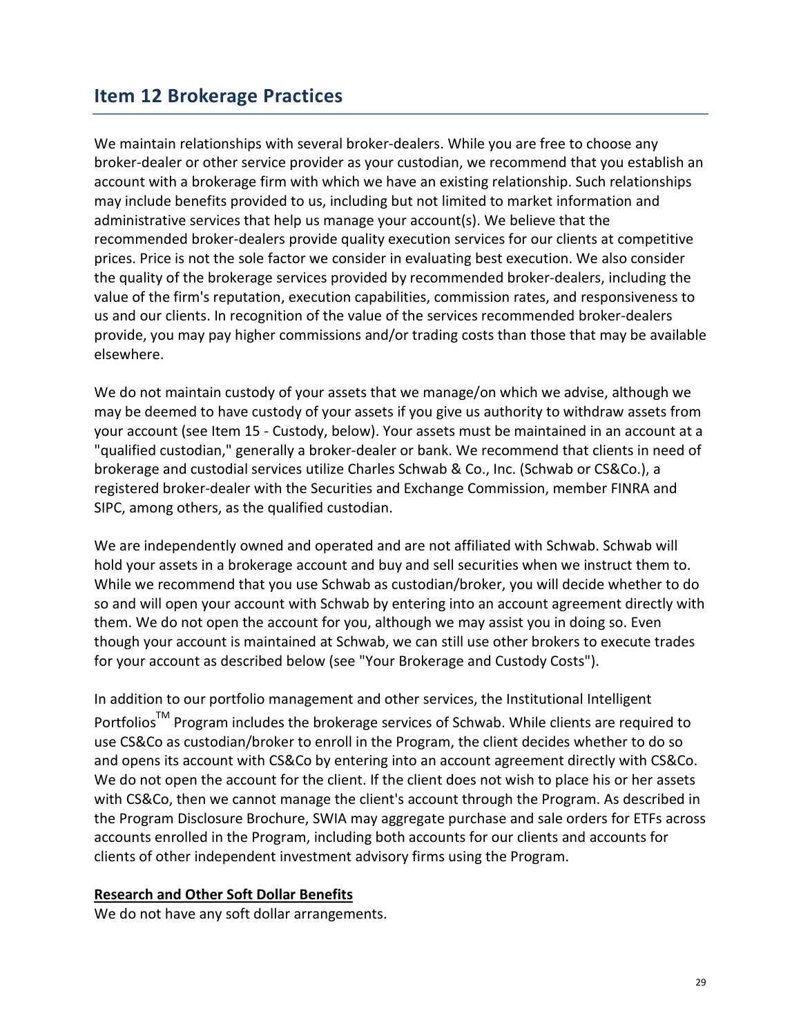## Item 12 Brokerage Practices

We maintain relationships with several broker-dealers. While you are free to choose any broker-dealer or other service provider as your custodian, we recommend that you establish an account with a brokerage firm with which we have an existing relationship. Such relationships may include benefits provided to us, including but not limited to market information and administrative services that help us manage your account(s). We believe that the recommended broker-dealers provide quality execution services for our clients at competitive prices. Price is not the sole factor we consider in evaluating best execution. We also consider the quality of the brokerage services provided by recommended broker-dealers, including the value of the firm's reputation, execution capabilities, commission rates, and responsiveness to us and our clients. In recognition of the value of the services recommended broker-dealers provide, you may pay higher commissions and/or trading costs than those that may be available elsewhere.

We do not maintain custody of your assets that we manage/on which we advise, although we may be deemed to have custody of your assets if you give us authority to withdraw assets from your account (see Item 15 - Custody, below). Your assets must be maintained in an account at a "qualified custodian," generally a broker-dealer or bank. We recommend that clients in need of brokerage and custodial services utilize Charles Schwab & Co., Inc. (Schwab or CS&Co.), a registered broker-dealer with the Securities and Exchange Commission, member FINRA and SIPC, among others, as the qualified custodian.

We are independently owned and operated and are not affiliated with Schwab. Schwab will hold your assets in a brokerage account and buy and sell securities when we instruct them to. While we recommend that you use Schwab as custodian/broker, you will decide whether to do so and will open your account with Schwab by entering into an account agreement directly with them. We do not open the account for you, although we may assist you in doing so. Even though your account is maintained at Schwab, we can still use other brokers to execute trades for your account as described below (see "Your Brokerage and Custody Costs").

In addition to our portfolio management and other services, the Institutional Intelligent Portfolios™ Program includes the brokerage services of Schwab. While clients are required to use CS&Co as custodian/broker to enroll in the Program, the client decides whether to do so and opens its account with CS&Co by entering into an account agreement directly with CS&Co. We do not open the account for the client. If the client does not wish to place his or her assets with CS&Co, then we cannot manage the client's account through the Program. As described in the Program Disclosure Brochure, SWIA may aggregate purchase and sale orders for ETFs across accounts enrolled in the Program, including both accounts for our clients and accounts for clients of other independent investment advisory firms using the Program.

**Research and Other Soft Dollar Benefits**

We do not have any soft dollar arrangements.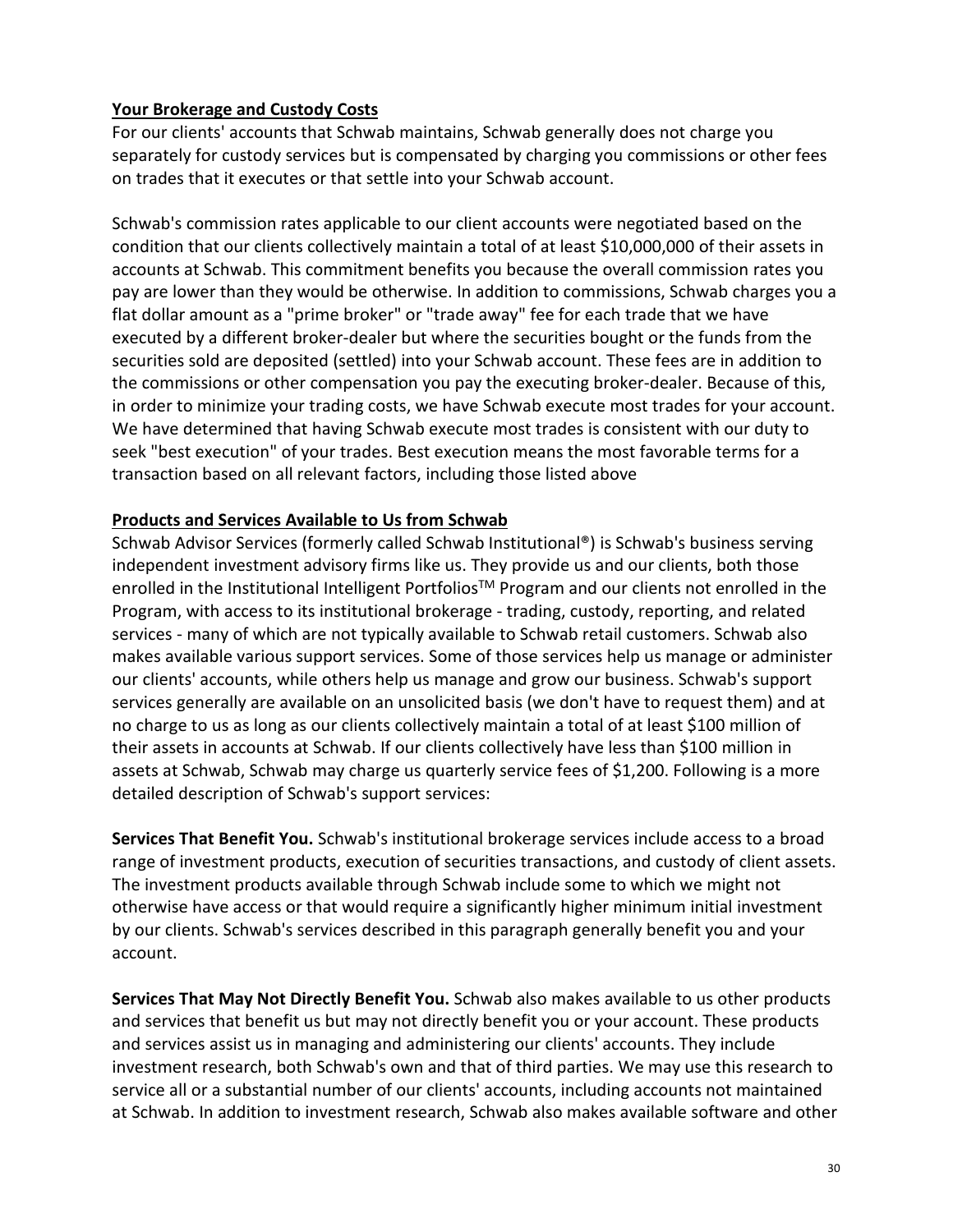**<u>Your Brokerage and Custody Costs</u>**

For our clients' accounts that Schwab maintains, Schwab generally does not charge you separately for custody services but is compensated by charging you commissions or other fees on trades that it executes or that settle into your Schwab account.

Schwab's commission rates applicable to our client accounts were negotiated based on the condition that our clients collectively maintain a total of at least $10,000,000 of their assets in accounts at Schwab. This commitment benefits you because the overall commission rates you pay are lower than they would be otherwise. In addition to commissions, Schwab charges you a flat dollar amount as a "prime broker" or "trade away" fee for each trade that we have executed by a different broker-dealer but where the securities bought or the funds from the securities sold are deposited (settled) into your Schwab account. These fees are in addition to the commissions or other compensation you pay the executing broker-dealer. Because of this, in order to minimize your trading costs, we have Schwab execute most trades for your account. We have determined that having Schwab execute most trades is consistent with our duty to seek "best execution" of your trades. Best execution means the most favorable terms for a transaction based on all relevant factors, including those listed above

**<u>Products and Services Available to Us from Schwab</u>**

Schwab Advisor Services (formerly called Schwab Institutional®) is Schwab's business serving independent investment advisory firms like us. They provide us and our clients, both those enrolled in the Institutional Intelligent Portfolios™ Program and our clients not enrolled in the Program, with access to its institutional brokerage - trading, custody, reporting, and related services - many of which are not typically available to Schwab retail customers. Schwab also makes available various support services. Some of those services help us manage or administer our clients' accounts, while others help us manage and grow our business. Schwab's support services generally are available on an unsolicited basis (we don't have to request them) and at no charge to us as long as our clients collectively maintain a total of at least $100 million of their assets in accounts at Schwab. If our clients collectively have less than $100 million in assets at Schwab, Schwab may charge us quarterly service fees of $1,200. Following is a more detailed description of Schwab's support services:

**Services That Benefit You.** Schwab's institutional brokerage services include access to a broad range of investment products, execution of securities transactions, and custody of client assets. The investment products available through Schwab include some to which we might not otherwise have access or that would require a significantly higher minimum initial investment by our clients. Schwab's services described in this paragraph generally benefit you and your account.

**Services That May Not Directly Benefit You.** Schwab also makes available to us other products and services that benefit us but may not directly benefit you or your account. These products and services assist us in managing and administering our clients' accounts. They include investment research, both Schwab's own and that of third parties. We may use this research to service all or a substantial number of our clients' accounts, including accounts not maintained at Schwab. In addition to investment research, Schwab also makes available software and other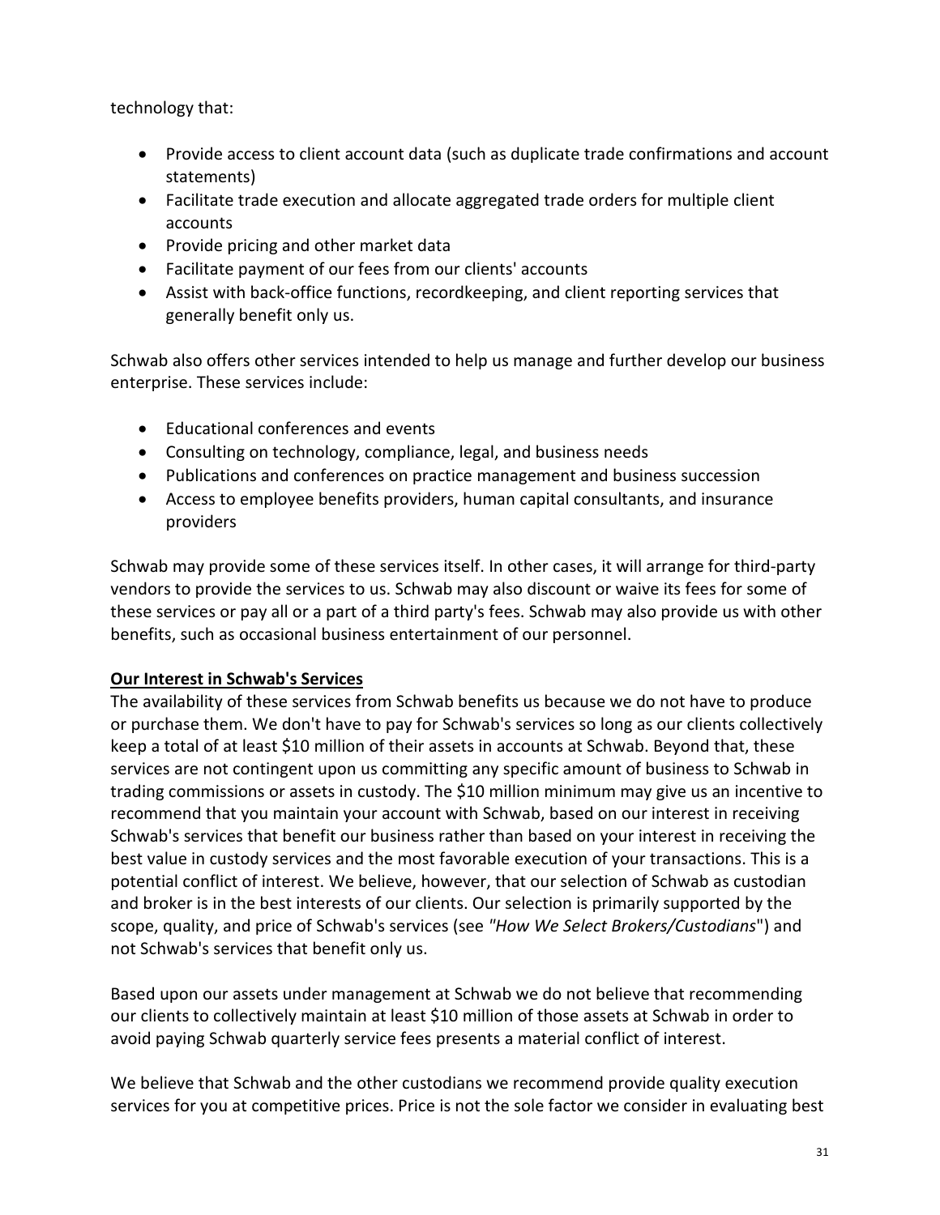technology that:

- Provide access to client account data (such as duplicate trade confirmations and account statements)
- Facilitate trade execution and allocate aggregated trade orders for multiple client accounts
- Provide pricing and other market data
- Facilitate payment of our fees from our clients' accounts
- Assist with back-office functions, recordkeeping, and client reporting services that generally benefit only us.

Schwab also offers other services intended to help us manage and further develop our business enterprise. These services include:

- Educational conferences and events
- Consulting on technology, compliance, legal, and business needs
- Publications and conferences on practice management and business succession
- Access to employee benefits providers, human capital consultants, and insurance providers

Schwab may provide some of these services itself. In other cases, it will arrange for third-party vendors to provide the services to us. Schwab may also discount or waive its fees for some of these services or pay all or a part of a third party's fees. Schwab may also provide us with other benefits, such as occasional business entertainment of our personnel.

**Our Interest in Schwab's Services**

The availability of these services from Schwab benefits us because we do not have to produce or purchase them. We don't have to pay for Schwab's services so long as our clients collectively keep a total of at least $10 million of their assets in accounts at Schwab. Beyond that, these services are not contingent upon us committing any specific amount of business to Schwab in trading commissions or assets in custody. The $10 million minimum may give us an incentive to recommend that you maintain your account with Schwab, based on our interest in receiving Schwab's services that benefit our business rather than based on your interest in receiving the best value in custody services and the most favorable execution of your transactions. This is a potential conflict of interest. We believe, however, that our selection of Schwab as custodian and broker is in the best interests of our clients. Our selection is primarily supported by the scope, quality, and price of Schwab's services (see *"How We Select Brokers/Custodians*") and not Schwab's services that benefit only us.

Based upon our assets under management at Schwab we do not believe that recommending our clients to collectively maintain at least $10 million of those assets at Schwab in order to avoid paying Schwab quarterly service fees presents a material conflict of interest.

We believe that Schwab and the other custodians we recommend provide quality execution services for you at competitive prices. Price is not the sole factor we consider in evaluating best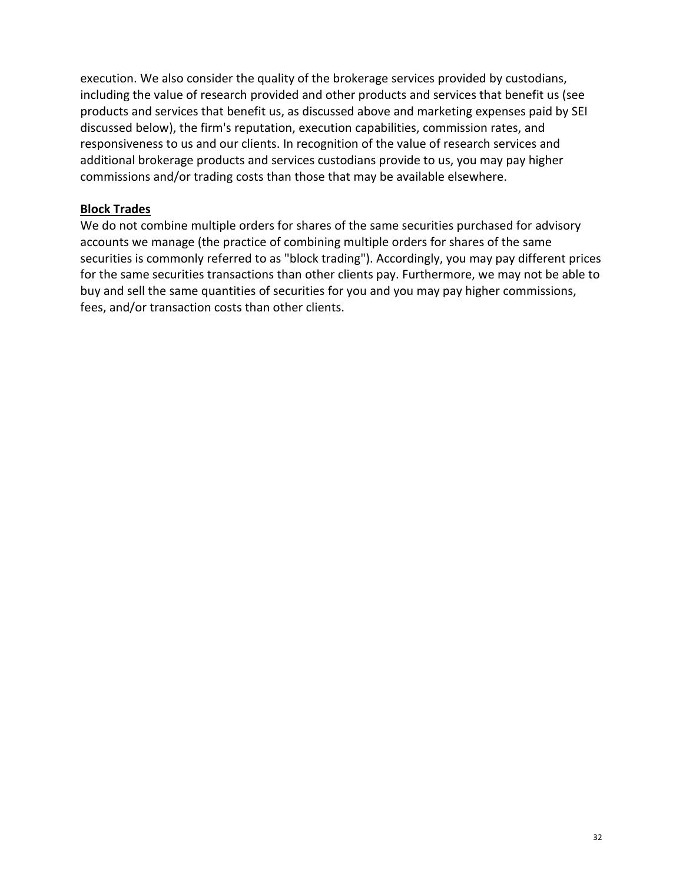execution. We also consider the quality of the brokerage services provided by custodians, including the value of research provided and other products and services that benefit us (see products and services that benefit us, as discussed above and marketing expenses paid by SEI discussed below), the firm's reputation, execution capabilities, commission rates, and responsiveness to us and our clients. In recognition of the value of research services and additional brokerage products and services custodians provide to us, you may pay higher commissions and/or trading costs than those that may be available elsewhere.

**Block Trades**

We do not combine multiple orders for shares of the same securities purchased for advisory accounts we manage (the practice of combining multiple orders for shares of the same securities is commonly referred to as "block trading"). Accordingly, you may pay different prices for the same securities transactions than other clients pay. Furthermore, we may not be able to buy and sell the same quantities of securities for you and you may pay higher commissions, fees, and/or transaction costs than other clients.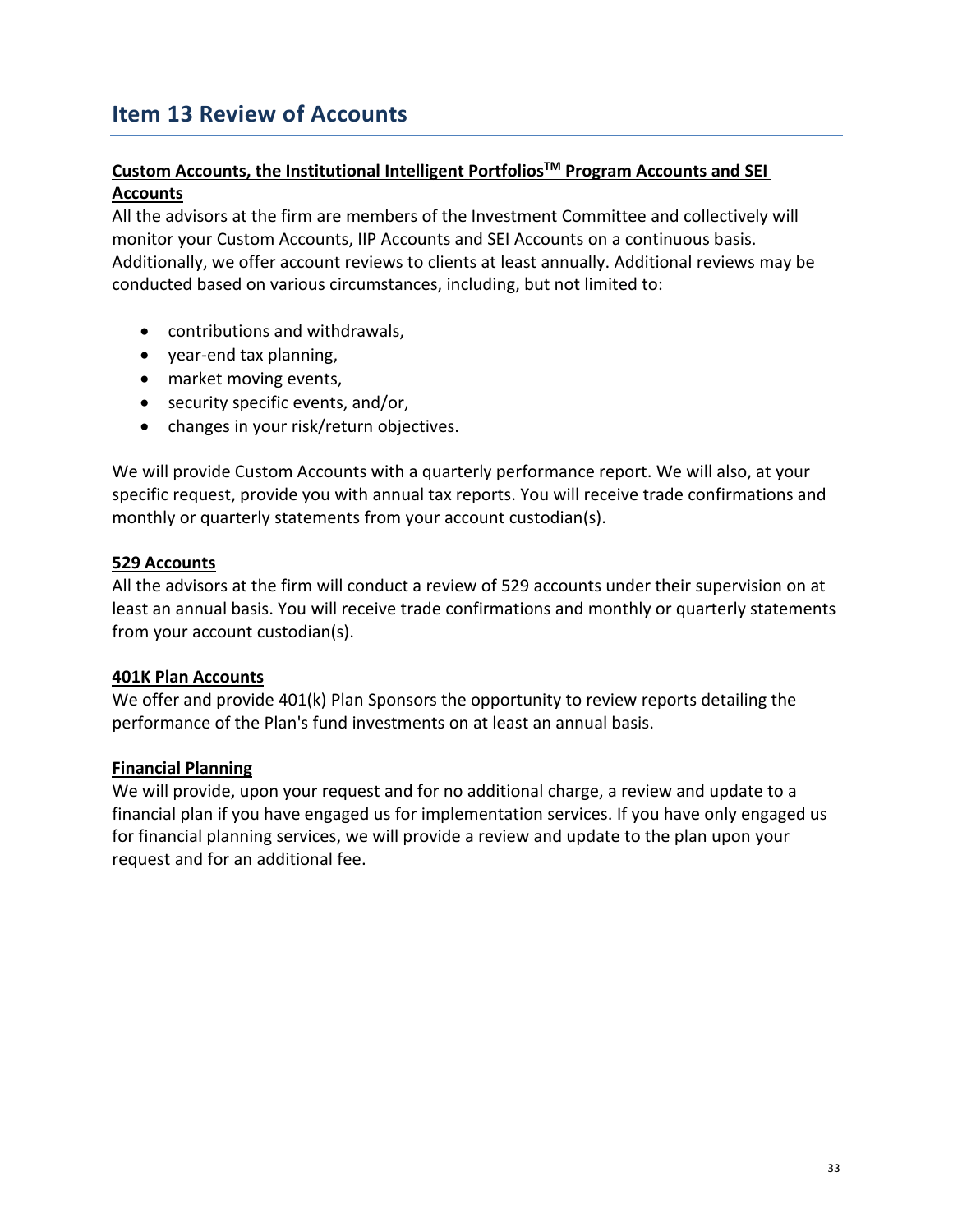## Item 13 Review of Accounts

**Custom Accounts, the Institutional Intelligent Portfolios™ Program Accounts and SEI Accounts**

All the advisors at the firm are members of the Investment Committee and collectively will monitor your Custom Accounts, IIP Accounts and SEI Accounts on a continuous basis. Additionally, we offer account reviews to clients at least annually. Additional reviews may be conducted based on various circumstances, including, but not limited to:

- contributions and withdrawals,
- year-end tax planning,
- market moving events,
- security specific events, and/or,
- changes in your risk/return objectives.

We will provide Custom Accounts with a quarterly performance report. We will also, at your specific request, provide you with annual tax reports. You will receive trade confirmations and monthly or quarterly statements from your account custodian(s).

**529 Accounts**

All the advisors at the firm will conduct a review of 529 accounts under their supervision on at least an annual basis. You will receive trade confirmations and monthly or quarterly statements from your account custodian(s).

**401K Plan Accounts**

We offer and provide 401(k) Plan Sponsors the opportunity to review reports detailing the performance of the Plan's fund investments on at least an annual basis.

**Financial Planning**

We will provide, upon your request and for no additional charge, a review and update to a financial plan if you have engaged us for implementation services. If you have only engaged us for financial planning services, we will provide a review and update to the plan upon your request and for an additional fee.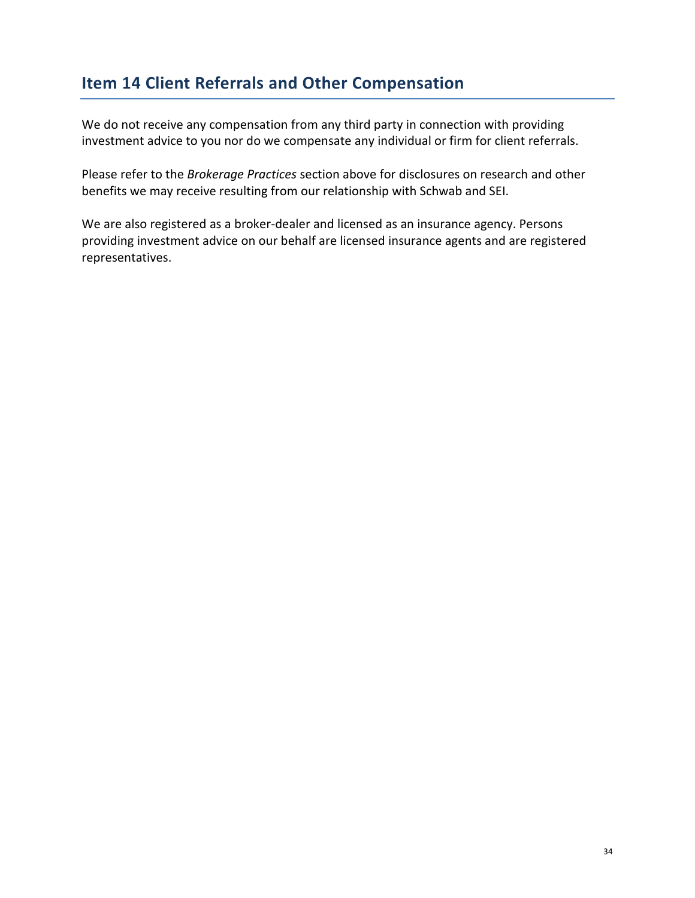## Item 14 Client Referrals and Other Compensation

We do not receive any compensation from any third party in connection with providing investment advice to you nor do we compensate any individual or firm for client referrals.

Please refer to the *Brokerage Practices* section above for disclosures on research and other benefits we may receive resulting from our relationship with Schwab and SEI.

We are also registered as a broker-dealer and licensed as an insurance agency. Persons providing investment advice on our behalf are licensed insurance agents and are registered representatives.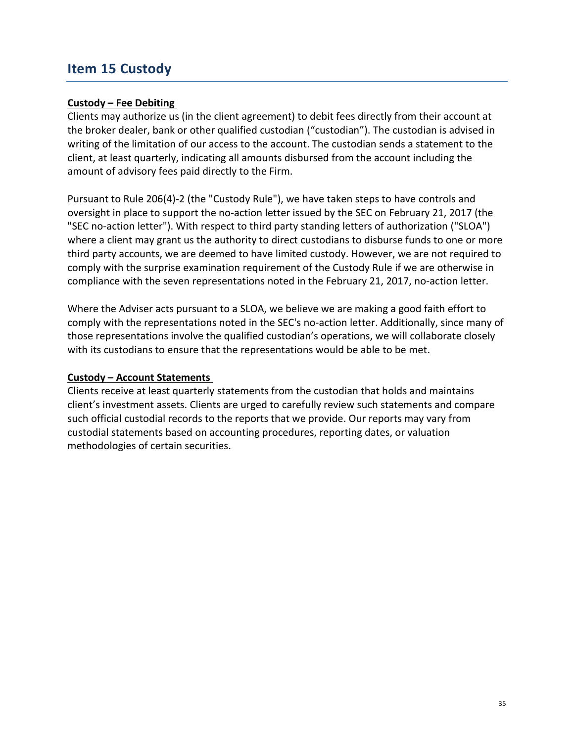## Item 15 Custody

**Custody – Fee Debiting**

Clients may authorize us (in the client agreement) to debit fees directly from their account at the broker dealer, bank or other qualified custodian ("custodian"). The custodian is advised in writing of the limitation of our access to the account. The custodian sends a statement to the client, at least quarterly, indicating all amounts disbursed from the account including the amount of advisory fees paid directly to the Firm.

Pursuant to Rule 206(4)-2 (the "Custody Rule"), we have taken steps to have controls and oversight in place to support the no-action letter issued by the SEC on February 21, 2017 (the "SEC no-action letter"). With respect to third party standing letters of authorization ("SLOA") where a client may grant us the authority to direct custodians to disburse funds to one or more third party accounts, we are deemed to have limited custody. However, we are not required to comply with the surprise examination requirement of the Custody Rule if we are otherwise in compliance with the seven representations noted in the February 21, 2017, no-action letter.

Where the Adviser acts pursuant to a SLOA, we believe we are making a good faith effort to comply with the representations noted in the SEC's no-action letter. Additionally, since many of those representations involve the qualified custodian's operations, we will collaborate closely with its custodians to ensure that the representations would be able to be met.

**Custody – Account Statements**

Clients receive at least quarterly statements from the custodian that holds and maintains client's investment assets. Clients are urged to carefully review such statements and compare such official custodial records to the reports that we provide. Our reports may vary from custodial statements based on accounting procedures, reporting dates, or valuation methodologies of certain securities.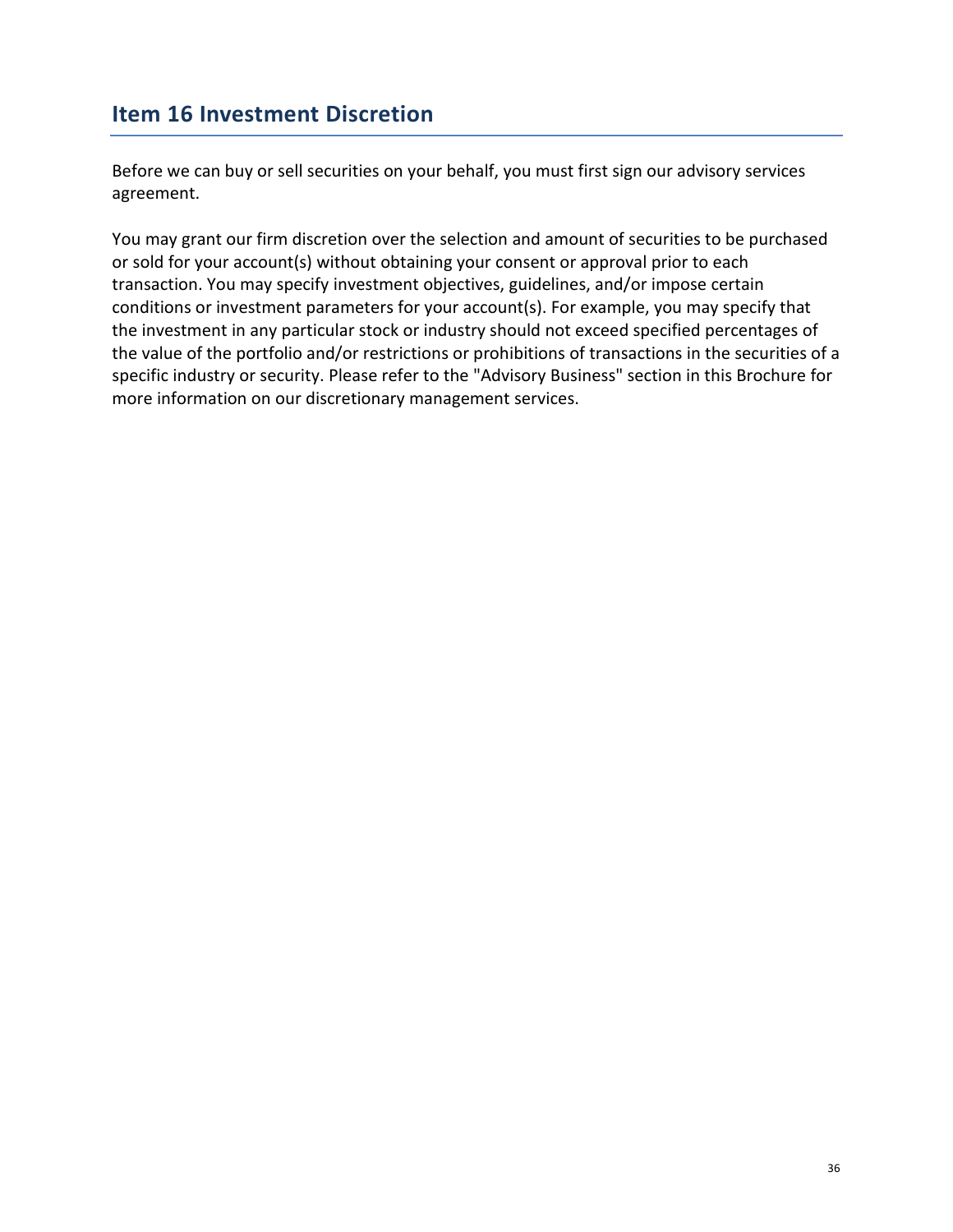## Item 16 Investment Discretion

Before we can buy or sell securities on your behalf, you must first sign our advisory services agreement.

You may grant our firm discretion over the selection and amount of securities to be purchased or sold for your account(s) without obtaining your consent or approval prior to each transaction. You may specify investment objectives, guidelines, and/or impose certain conditions or investment parameters for your account(s). For example, you may specify that the investment in any particular stock or industry should not exceed specified percentages of the value of the portfolio and/or restrictions or prohibitions of transactions in the securities of a specific industry or security. Please refer to the "Advisory Business" section in this Brochure for more information on our discretionary management services.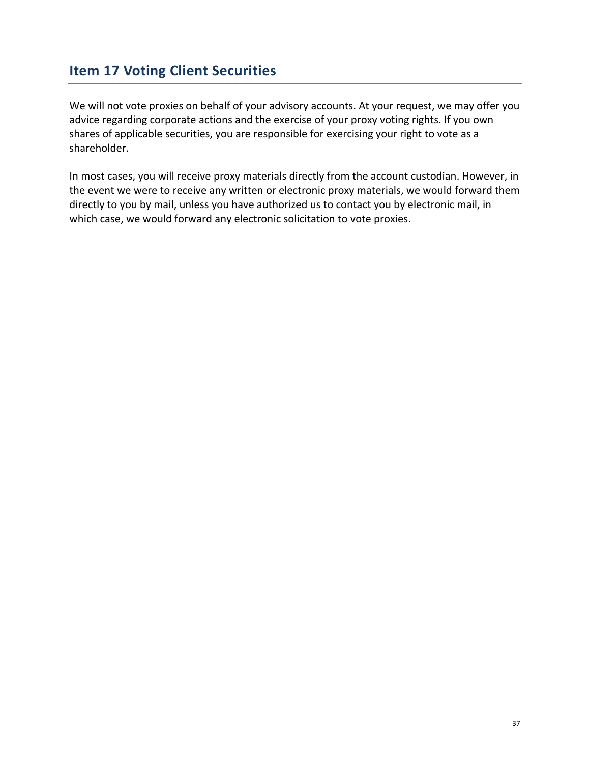## Item 17 Voting Client Securities

We will not vote proxies on behalf of your advisory accounts. At your request, we may offer you advice regarding corporate actions and the exercise of your proxy voting rights. If you own shares of applicable securities, you are responsible for exercising your right to vote as a shareholder.

In most cases, you will receive proxy materials directly from the account custodian. However, in the event we were to receive any written or electronic proxy materials, we would forward them directly to you by mail, unless you have authorized us to contact you by electronic mail, in which case, we would forward any electronic solicitation to vote proxies.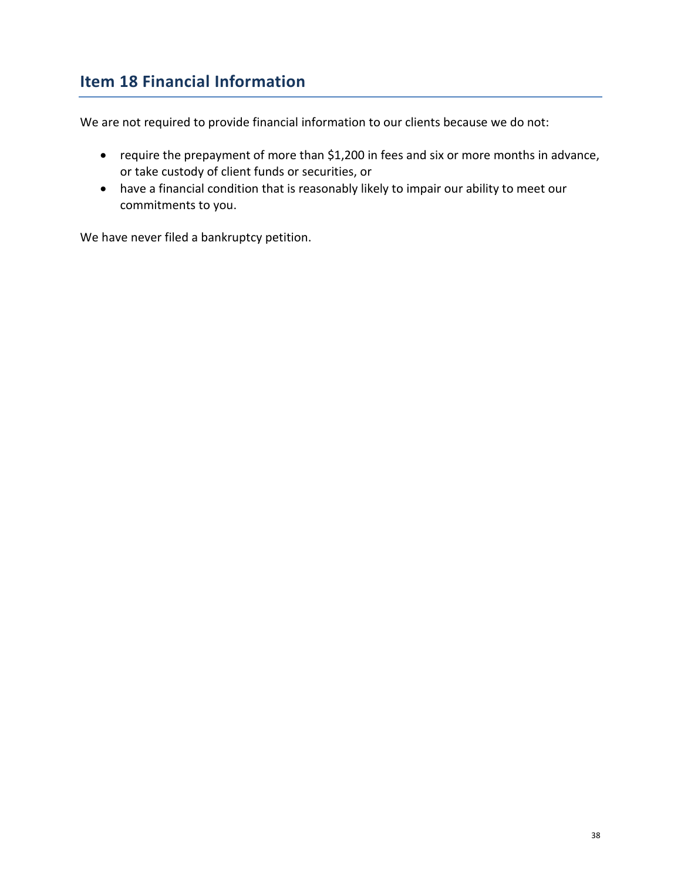## Item 18 Financial Information

We are not required to provide financial information to our clients because we do not:

- require the prepayment of more than $1,200 in fees and six or more months in advance, or take custody of client funds or securities, or
- have a financial condition that is reasonably likely to impair our ability to meet our commitments to you.

We have never filed a bankruptcy petition.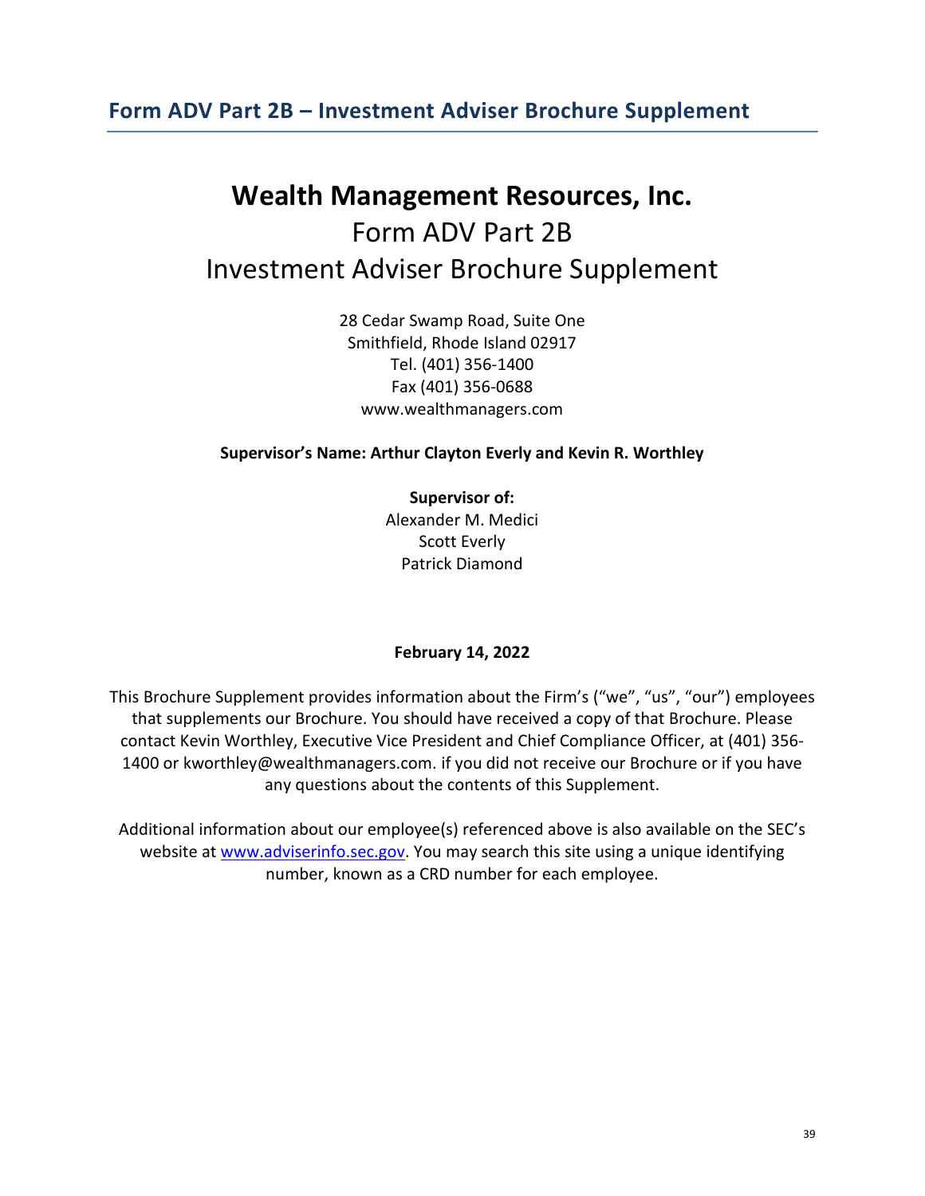## Form ADV Part 2B – Investment Adviser Brochure Supplement

# Wealth Management Resources, Inc.

Form ADV Part 2B

Investment Adviser Brochure Supplement

28 Cedar Swamp Road, Suite One
Smithfield, Rhode Island 02917
Tel. (401) 356-1400
Fax (401) 356-0688
www.wealthmanagers.com

**Supervisor's Name: Arthur Clayton Everly and Kevin R. Worthley**

**Supervisor of:**
Alexander M. Medici
Scott Everly
Patrick Diamond

**February 14, 2022**

This Brochure Supplement provides information about the Firm's ("we", "us", "our") employees that supplements our Brochure. You should have received a copy of that Brochure. Please contact Kevin Worthley, Executive Vice President and Chief Compliance Officer, at (401) 356-1400 or kworthley@wealthmanagers.com. if you did not receive our Brochure or if you have any questions about the contents of this Supplement.

Additional information about our employee(s) referenced above is also available on the SEC's website at [www.adviserinfo.sec.gov](http://www.adviserinfo.sec.gov). You may search this site using a unique identifying number, known as a CRD number for each employee.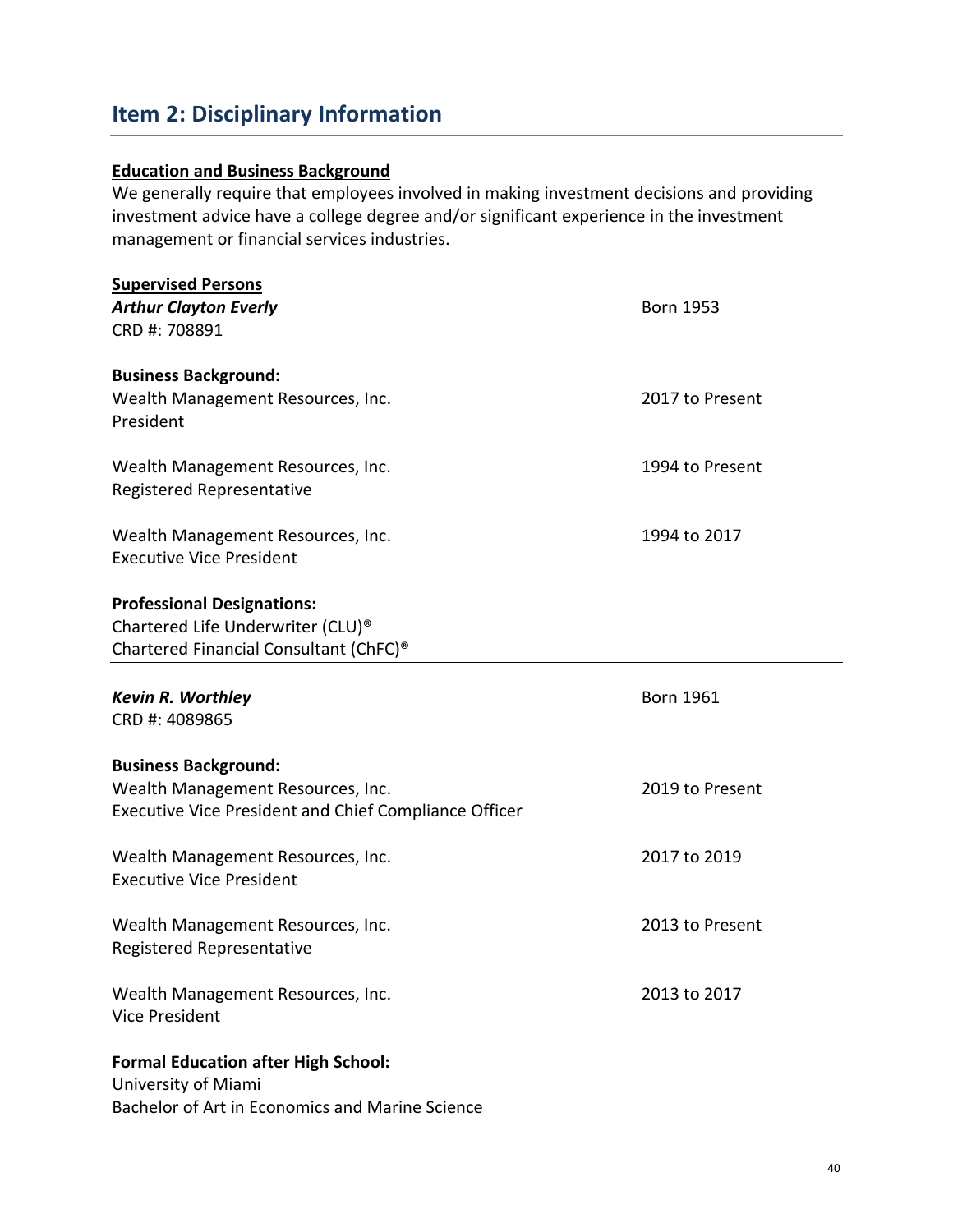## Item 2: Disciplinary Information

**Education and Business Background**

We generally require that employees involved in making investment decisions and providing investment advice have a college degree and/or significant experience in the investment management or financial services industries.

**Supervised Persons**

***Arthur Clayton Everly*** — Born 1953

CRD #: 708891

**Business Background:**

Wealth Management Resources, Inc. — 2017 to Present
President

Wealth Management Resources, Inc. — 1994 to Present
Registered Representative

Wealth Management Resources, Inc. — 1994 to 2017
Executive Vice President

**Professional Designations:**

Chartered Life Underwriter (CLU)®
Chartered Financial Consultant (ChFC)®

---

***Kevin R. Worthley*** — Born 1961

CRD #: 4089865

**Business Background:**

Wealth Management Resources, Inc. — 2019 to Present
Executive Vice President and Chief Compliance Officer

Wealth Management Resources, Inc. — 2017 to 2019
Executive Vice President

Wealth Management Resources, Inc. — 2013 to Present
Registered Representative

Wealth Management Resources, Inc. — 2013 to 2017
Vice President

**Formal Education after High School:**

University of Miami
Bachelor of Art in Economics and Marine Science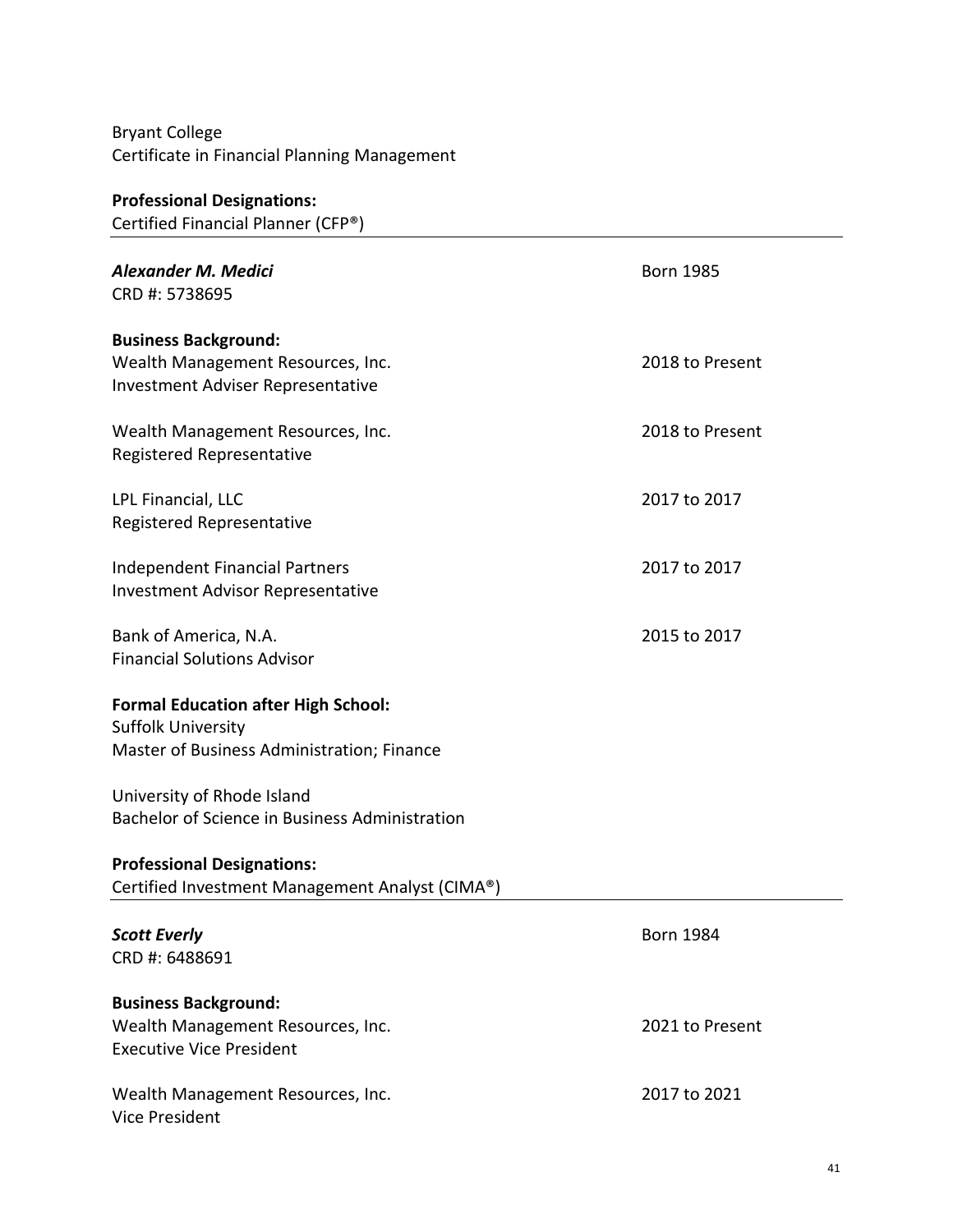Bryant College
Certificate in Financial Planning Management

**Professional Designations:**
Certified Financial Planner (CFP®)

---

***Alexander M. Medici*** — Born 1985
CRD #: 5738695

**Business Background:**

| | |
|---|---|
| Wealth Management Resources, Inc.<br>Investment Adviser Representative | 2018 to Present |
| Wealth Management Resources, Inc.<br>Registered Representative | 2018 to Present |
| LPL Financial, LLC<br>Registered Representative | 2017 to 2017 |
| Independent Financial Partners<br>Investment Advisor Representative | 2017 to 2017 |
| Bank of America, N.A.<br>Financial Solutions Advisor | 2015 to 2017 |

**Formal Education after High School:**
Suffolk University
Master of Business Administration; Finance

University of Rhode Island
Bachelor of Science in Business Administration

**Professional Designations:**
Certified Investment Management Analyst (CIMA®)

---

***Scott Everly*** — Born 1984
CRD #: 6488691

**Business Background:**

| | |
|---|---|
| Wealth Management Resources, Inc.<br>Executive Vice President | 2021 to Present |
| Wealth Management Resources, Inc.<br>Vice President | 2017 to 2021 |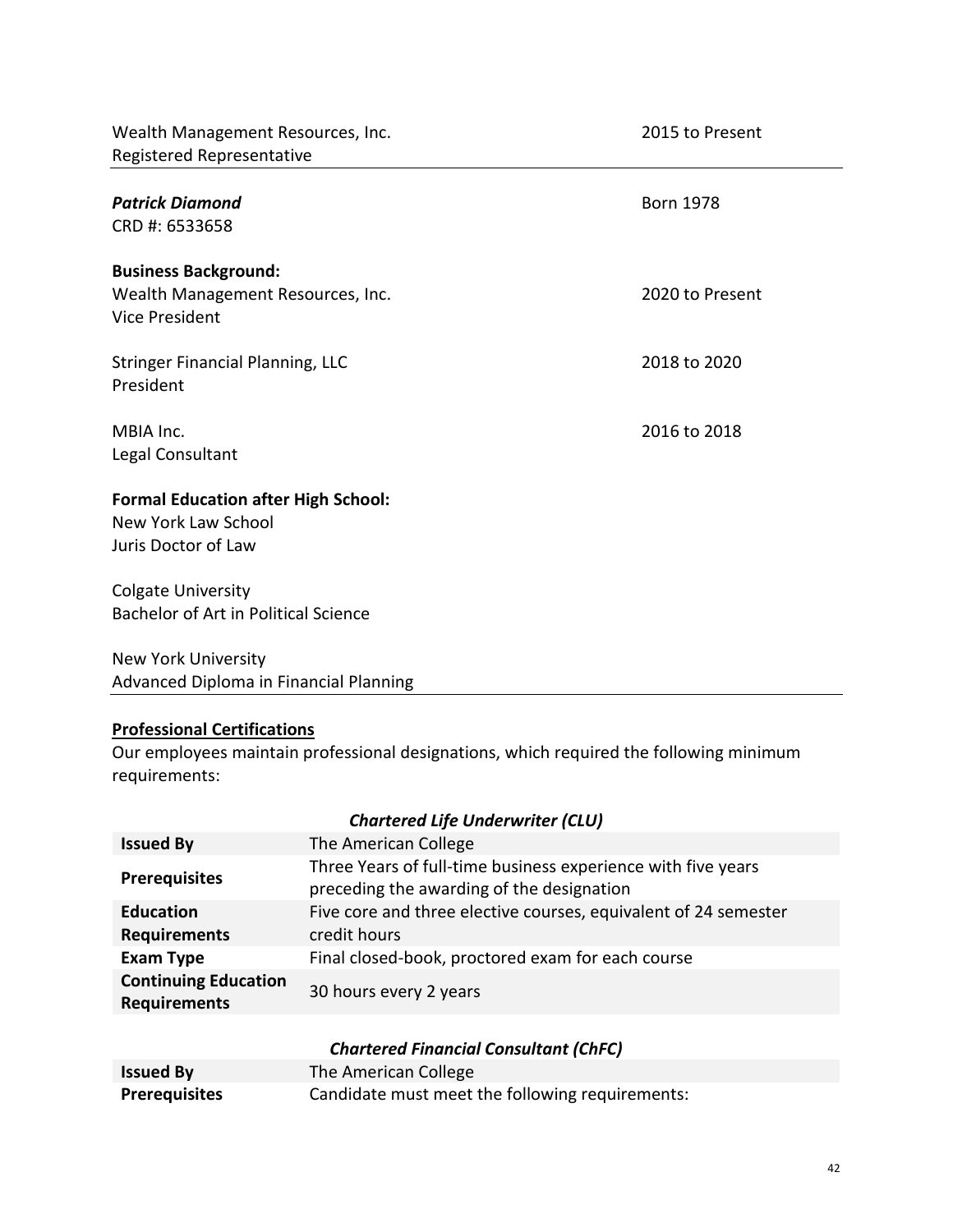Wealth Management Resources, Inc. — 2015 to Present
Registered Representative

---

***Patrick Diamond*** — Born 1978
CRD #: 6533658

**Business Background:**

Wealth Management Resources, Inc. — 2020 to Present
Vice President

Stringer Financial Planning, LLC — 2018 to 2020
President

MBIA Inc. — 2016 to 2018
Legal Consultant

**Formal Education after High School:**

New York Law School
Juris Doctor of Law

Colgate University
Bachelor of Art in Political Science

New York University
Advanced Diploma in Financial Planning

---

**Professional Certifications**

Our employees maintain professional designations, which required the following minimum requirements:

***Chartered Life Underwriter (CLU)***

| | |
|---|---|
| **Issued By** | The American College |
| **Prerequisites** | Three Years of full-time business experience with five years preceding the awarding of the designation |
| **Education Requirements** | Five core and three elective courses, equivalent of 24 semester credit hours |
| **Exam Type** | Final closed-book, proctored exam for each course |
| **Continuing Education Requirements** | 30 hours every 2 years |

***Chartered Financial Consultant (ChFC)***

| | |
|---|---|
| **Issued By** | The American College |
| **Prerequisites** | Candidate must meet the following requirements: |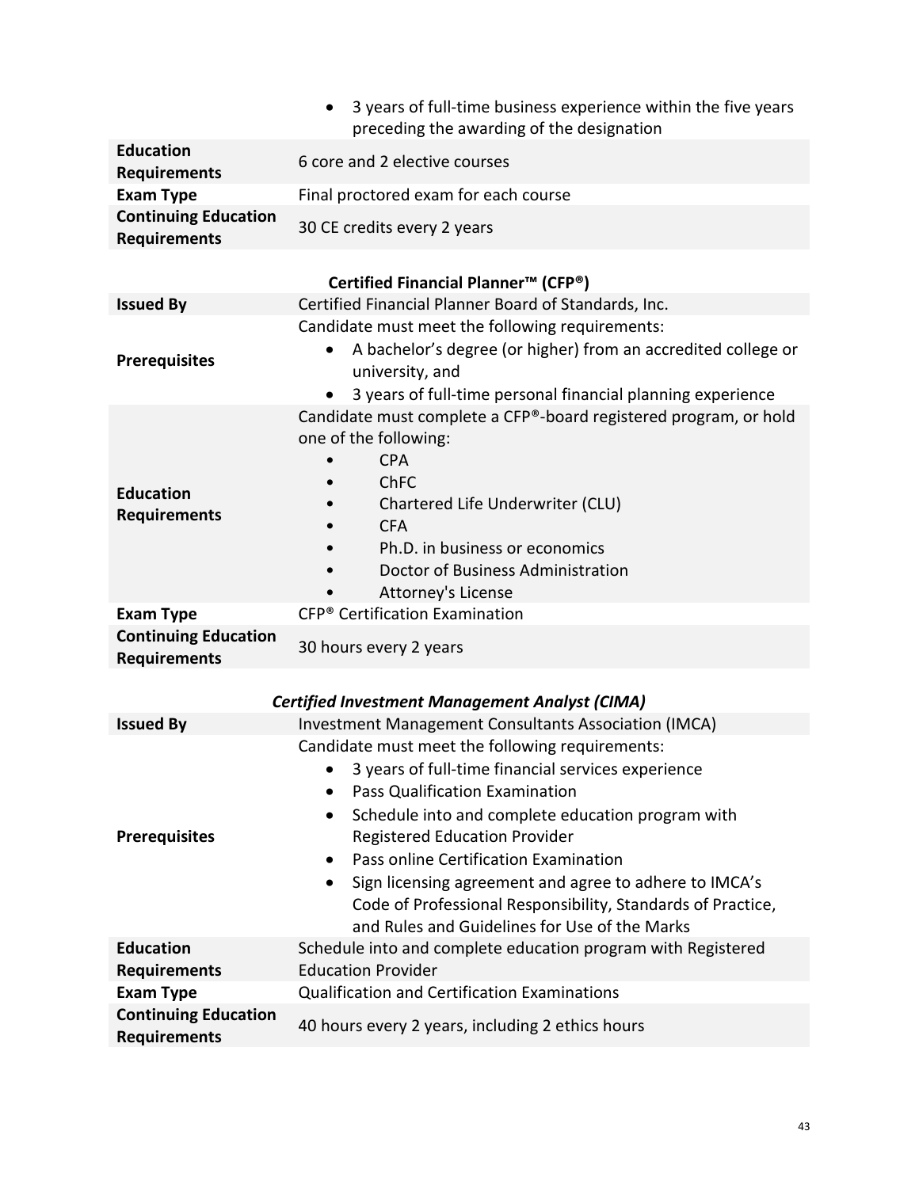| | |
|---|---|
| | • 3 years of full-time business experience within the five years preceding the awarding of the designation |
| **Education Requirements** | 6 core and 2 elective courses |
| **Exam Type** | Final proctored exam for each course |
| **Continuing Education Requirements** | 30 CE credits every 2 years |

**Certified Financial Planner™ (CFP®)**

| | |
|---|---|
| **Issued By** | Certified Financial Planner Board of Standards, Inc. |
| **Prerequisites** | Candidate must meet the following requirements:<br>• A bachelor's degree (or higher) from an accredited college or university, and<br>• 3 years of full-time personal financial planning experience |
| **Education Requirements** | Candidate must complete a CFP®-board registered program, or hold one of the following:<br>• CPA<br>• ChFC<br>• Chartered Life Underwriter (CLU)<br>• CFA<br>• Ph.D. in business or economics<br>• Doctor of Business Administration<br>• Attorney's License |
| **Exam Type** | CFP® Certification Examination |
| **Continuing Education Requirements** | 30 hours every 2 years |

***Certified Investment Management Analyst (CIMA)***

| | |
|---|---|
| **Issued By** | Investment Management Consultants Association (IMCA) |
| **Prerequisites** | Candidate must meet the following requirements:<br>• 3 years of full-time financial services experience<br>• Pass Qualification Examination<br>• Schedule into and complete education program with Registered Education Provider<br>• Pass online Certification Examination<br>• Sign licensing agreement and agree to adhere to IMCA's Code of Professional Responsibility, Standards of Practice, and Rules and Guidelines for Use of the Marks |
| **Education Requirements** | Schedule into and complete education program with Registered Education Provider |
| **Exam Type** | Qualification and Certification Examinations |
| **Continuing Education Requirements** | 40 hours every 2 years, including 2 ethics hours |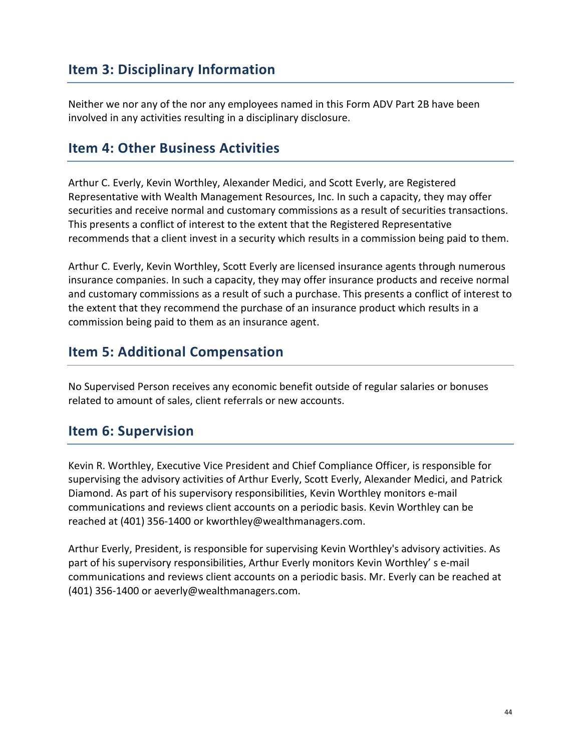## Item 3: Disciplinary Information

Neither we nor any of the nor any employees named in this Form ADV Part 2B have been involved in any activities resulting in a disciplinary disclosure.

## Item 4: Other Business Activities

Arthur C. Everly, Kevin Worthley, Alexander Medici, and Scott Everly, are Registered Representative with Wealth Management Resources, Inc. In such a capacity, they may offer securities and receive normal and customary commissions as a result of securities transactions. This presents a conflict of interest to the extent that the Registered Representative recommends that a client invest in a security which results in a commission being paid to them.

Arthur C. Everly, Kevin Worthley, Scott Everly are licensed insurance agents through numerous insurance companies. In such a capacity, they may offer insurance products and receive normal and customary commissions as a result of such a purchase. This presents a conflict of interest to the extent that they recommend the purchase of an insurance product which results in a commission being paid to them as an insurance agent.

## Item 5: Additional Compensation

No Supervised Person receives any economic benefit outside of regular salaries or bonuses related to amount of sales, client referrals or new accounts.

## Item 6: Supervision

Kevin R. Worthley, Executive Vice President and Chief Compliance Officer, is responsible for supervising the advisory activities of Arthur Everly, Scott Everly, Alexander Medici, and Patrick Diamond. As part of his supervisory responsibilities, Kevin Worthley monitors e-mail communications and reviews client accounts on a periodic basis. Kevin Worthley can be reached at (401) 356-1400 or kworthley@wealthmanagers.com.

Arthur Everly, President, is responsible for supervising Kevin Worthley's advisory activities. As part of his supervisory responsibilities, Arthur Everly monitors Kevin Worthley' s e-mail communications and reviews client accounts on a periodic basis. Mr. Everly can be reached at (401) 356-1400 or aeverly@wealthmanagers.com.